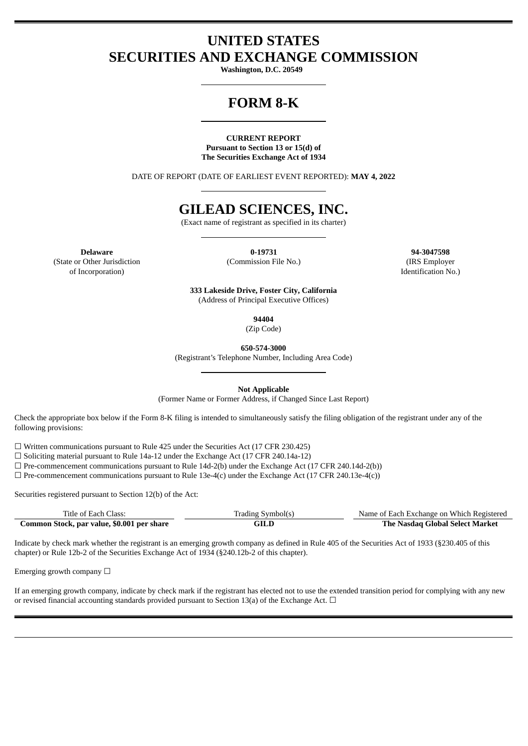# UNITED STATES
# SECURITIES AND EXCHANGE COMMISSION

**Washington, D.C. 20549**

# FORM 8-K

**CURRENT REPORT**
**Pursuant to Section 13 or 15(d) of**
**The Securities Exchange Act of 1934**

DATE OF REPORT (DATE OF EARLIEST EVENT REPORTED): **MAY 4, 2022**

# GILEAD SCIENCES, INC.

(Exact name of registrant as specified in its charter)

| **Delaware** | **0-19731** | **94-3047598** |
|---|---|---|
| (State or Other Jurisdiction of Incorporation) | (Commission File No.) | (IRS Employer Identification No.) |

**333 Lakeside Drive, Foster City, California**
(Address of Principal Executive Offices)

**94404**
(Zip Code)

**650-574-3000**
(Registrant's Telephone Number, Including Area Code)

**Not Applicable**
(Former Name or Former Address, if Changed Since Last Report)

Check the appropriate box below if the Form 8-K filing is intended to simultaneously satisfy the filing obligation of the registrant under any of the following provisions:

☐ Written communications pursuant to Rule 425 under the Securities Act (17 CFR 230.425)
☐ Soliciting material pursuant to Rule 14a-12 under the Exchange Act (17 CFR 240.14a-12)
☐ Pre-commencement communications pursuant to Rule 14d-2(b) under the Exchange Act (17 CFR 240.14d-2(b))
☐ Pre-commencement communications pursuant to Rule 13e-4(c) under the Exchange Act (17 CFR 240.13e-4(c))

Securities registered pursuant to Section 12(b) of the Act:

| Title of Each Class: | Trading Symbol(s) | Name of Each Exchange on Which Registered |
|---|---|---|
| **Common Stock, par value, $0.001 per share** | **GILD** | **The Nasdaq Global Select Market** |

Indicate by check mark whether the registrant is an emerging growth company as defined in Rule 405 of the Securities Act of 1933 (§230.405 of this chapter) or Rule 12b-2 of the Securities Exchange Act of 1934 (§240.12b-2 of this chapter).

Emerging growth company ☐

If an emerging growth company, indicate by check mark if the registrant has elected not to use the extended transition period for complying with any new or revised financial accounting standards provided pursuant to Section 13(a) of the Exchange Act. ☐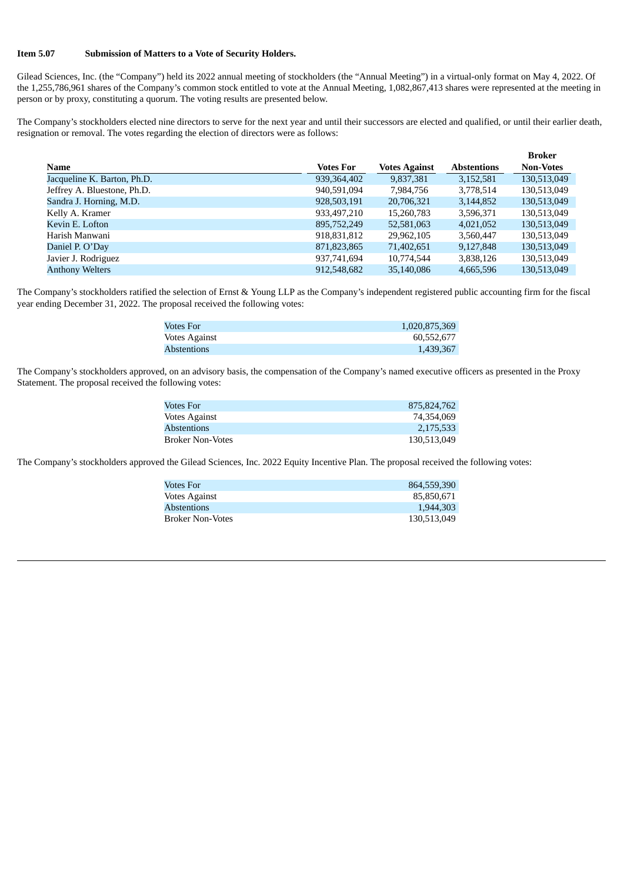**Item 5.07 Submission of Matters to a Vote of Security Holders.**

Gilead Sciences, Inc. (the "Company") held its 2022 annual meeting of stockholders (the "Annual Meeting") in a virtual-only format on May 4, 2022. Of the 1,255,786,961 shares of the Company's common stock entitled to vote at the Annual Meeting, 1,082,867,413 shares were represented at the meeting in person or by proxy, constituting a quorum. The voting results are presented below.

The Company's stockholders elected nine directors to serve for the next year and until their successors are elected and qualified, or until their earlier death, resignation or removal. The votes regarding the election of directors were as follows:

| Name | Votes For | Votes Against | Abstentions | Broker Non-Votes |
|---|---|---|---|---|
| Jacqueline K. Barton, Ph.D. | 939,364,402 | 9,837,381 | 3,152,581 | 130,513,049 |
| Jeffrey A. Bluestone, Ph.D. | 940,591,094 | 7,984,756 | 3,778,514 | 130,513,049 |
| Sandra J. Horning, M.D. | 928,503,191 | 20,706,321 | 3,144,852 | 130,513,049 |
| Kelly A. Kramer | 933,497,210 | 15,260,783 | 3,596,371 | 130,513,049 |
| Kevin E. Lofton | 895,752,249 | 52,581,063 | 4,021,052 | 130,513,049 |
| Harish Manwani | 918,831,812 | 29,962,105 | 3,560,447 | 130,513,049 |
| Daniel P. O'Day | 871,823,865 | 71,402,651 | 9,127,848 | 130,513,049 |
| Javier J. Rodriguez | 937,741,694 | 10,774,544 | 3,838,126 | 130,513,049 |
| Anthony Welters | 912,548,682 | 35,140,086 | 4,665,596 | 130,513,049 |

The Company's stockholders ratified the selection of Ernst & Young LLP as the Company's independent registered public accounting firm for the fiscal year ending December 31, 2022. The proposal received the following votes:

| | |
|---|---|
| Votes For | 1,020,875,369 |
| Votes Against | 60,552,677 |
| Abstentions | 1,439,367 |

The Company's stockholders approved, on an advisory basis, the compensation of the Company's named executive officers as presented in the Proxy Statement. The proposal received the following votes:

| | |
|---|---|
| Votes For | 875,824,762 |
| Votes Against | 74,354,069 |
| Abstentions | 2,175,533 |
| Broker Non-Votes | 130,513,049 |

The Company's stockholders approved the Gilead Sciences, Inc. 2022 Equity Incentive Plan. The proposal received the following votes:

| | |
|---|---|
| Votes For | 864,559,390 |
| Votes Against | 85,850,671 |
| Abstentions | 1,944,303 |
| Broker Non-Votes | 130,513,049 |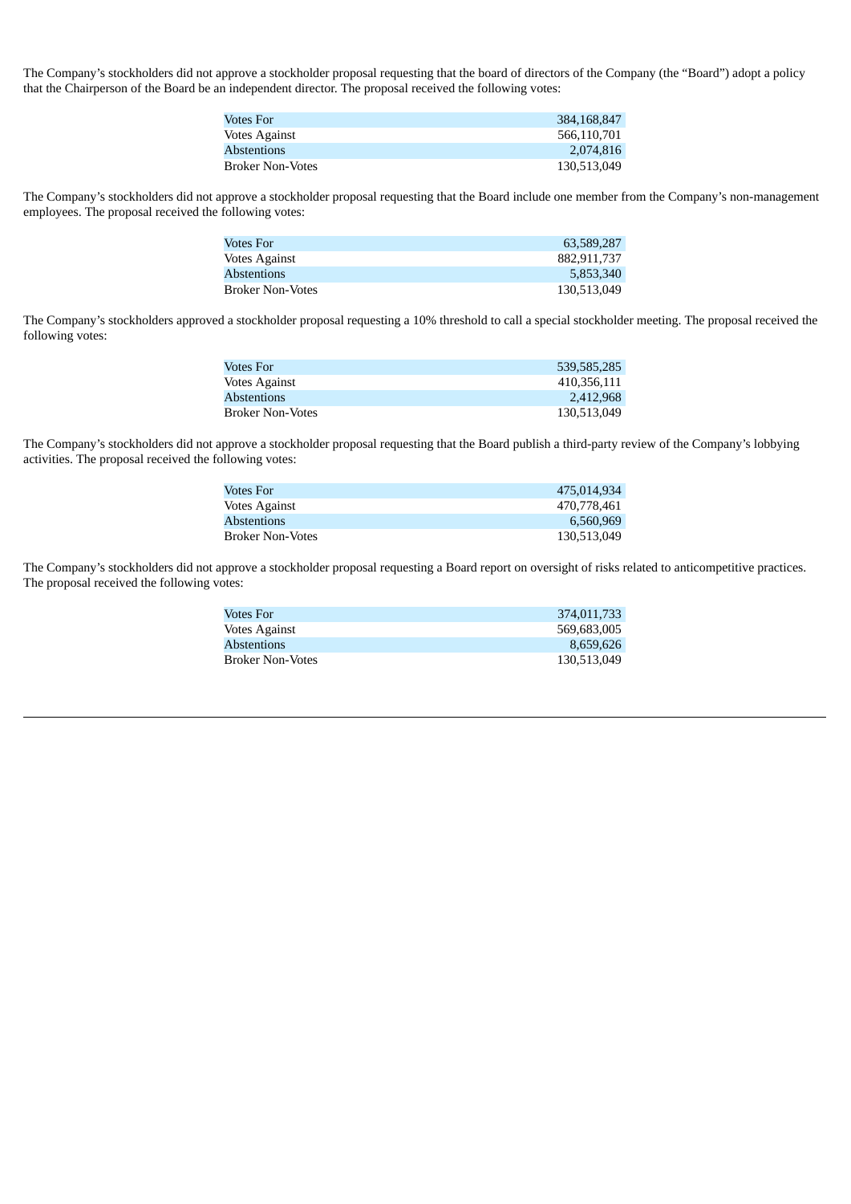The Company's stockholders did not approve a stockholder proposal requesting that the board of directors of the Company (the "Board") adopt a policy that the Chairperson of the Board be an independent director. The proposal received the following votes:

| | |
|---|---:|
| Votes For | 384,168,847 |
| Votes Against | 566,110,701 |
| Abstentions | 2,074,816 |
| Broker Non-Votes | 130,513,049 |

The Company's stockholders did not approve a stockholder proposal requesting that the Board include one member from the Company's non-management employees. The proposal received the following votes:

| | |
|---|---:|
| Votes For | 63,589,287 |
| Votes Against | 882,911,737 |
| Abstentions | 5,853,340 |
| Broker Non-Votes | 130,513,049 |

The Company's stockholders approved a stockholder proposal requesting a 10% threshold to call a special stockholder meeting. The proposal received the following votes:

| | |
|---|---:|
| Votes For | 539,585,285 |
| Votes Against | 410,356,111 |
| Abstentions | 2,412,968 |
| Broker Non-Votes | 130,513,049 |

The Company's stockholders did not approve a stockholder proposal requesting that the Board publish a third-party review of the Company's lobbying activities. The proposal received the following votes:

| | |
|---|---:|
| Votes For | 475,014,934 |
| Votes Against | 470,778,461 |
| Abstentions | 6,560,969 |
| Broker Non-Votes | 130,513,049 |

The Company's stockholders did not approve a stockholder proposal requesting a Board report on oversight of risks related to anticompetitive practices. The proposal received the following votes:

| | |
|---|---:|
| Votes For | 374,011,733 |
| Votes Against | 569,683,005 |
| Abstentions | 8,659,626 |
| Broker Non-Votes | 130,513,049 |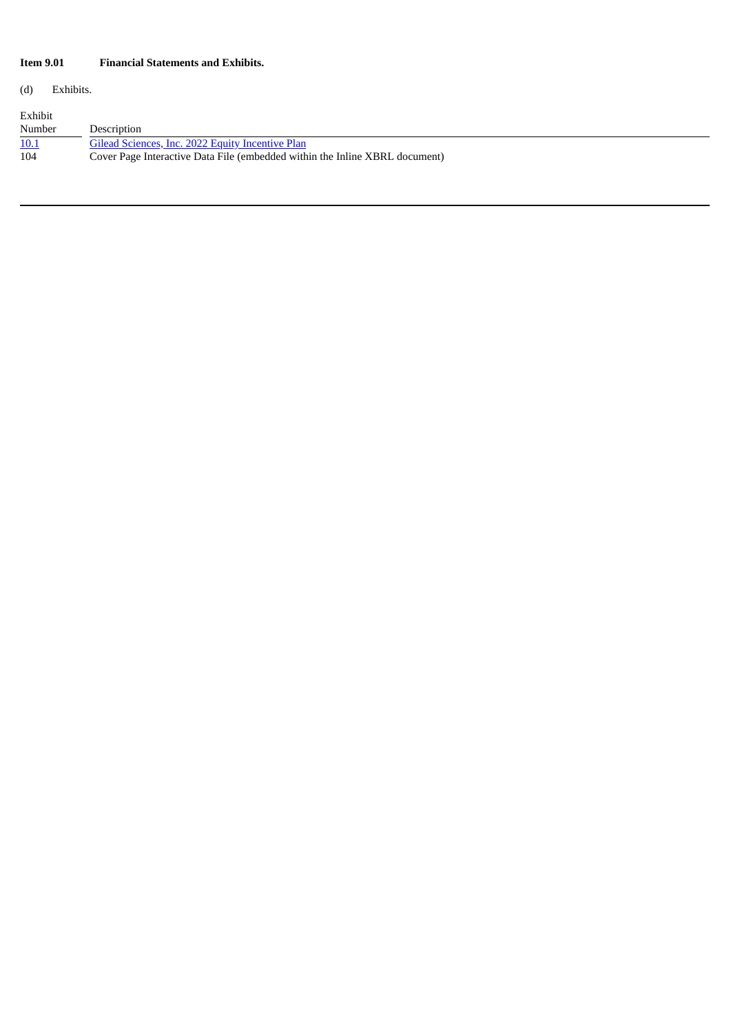**Item 9.01 Financial Statements and Exhibits.**

(d) Exhibits.

| Exhibit Number | Description |
| --- | --- |
| 10.1 | Gilead Sciences, Inc. 2022 Equity Incentive Plan |
| 104 | Cover Page Interactive Data File (embedded within the Inline XBRL document) |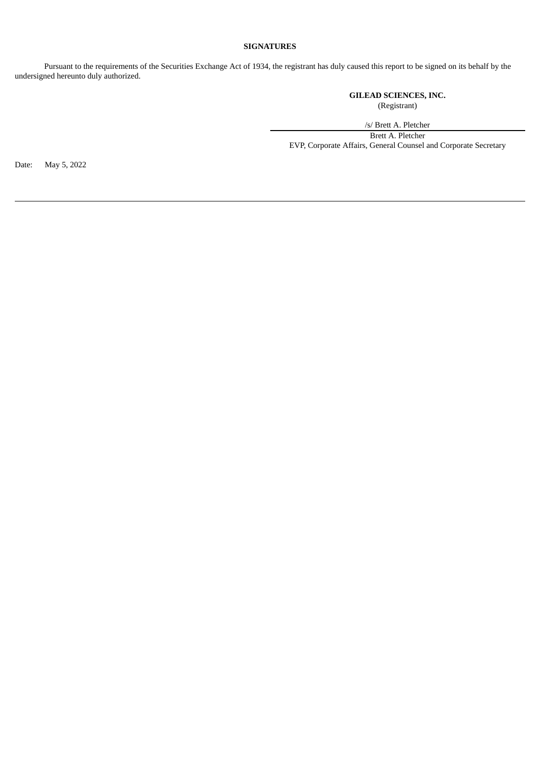**SIGNATURES**

Pursuant to the requirements of the Securities Exchange Act of 1934, the registrant has duly caused this report to be signed on its behalf by the undersigned hereunto duly authorized.

**GILEAD SCIENCES, INC.**
(Registrant)

/s/ Brett A. Pletcher
Brett A. Pletcher
EVP, Corporate Affairs, General Counsel and Corporate Secretary

Date: May 5, 2022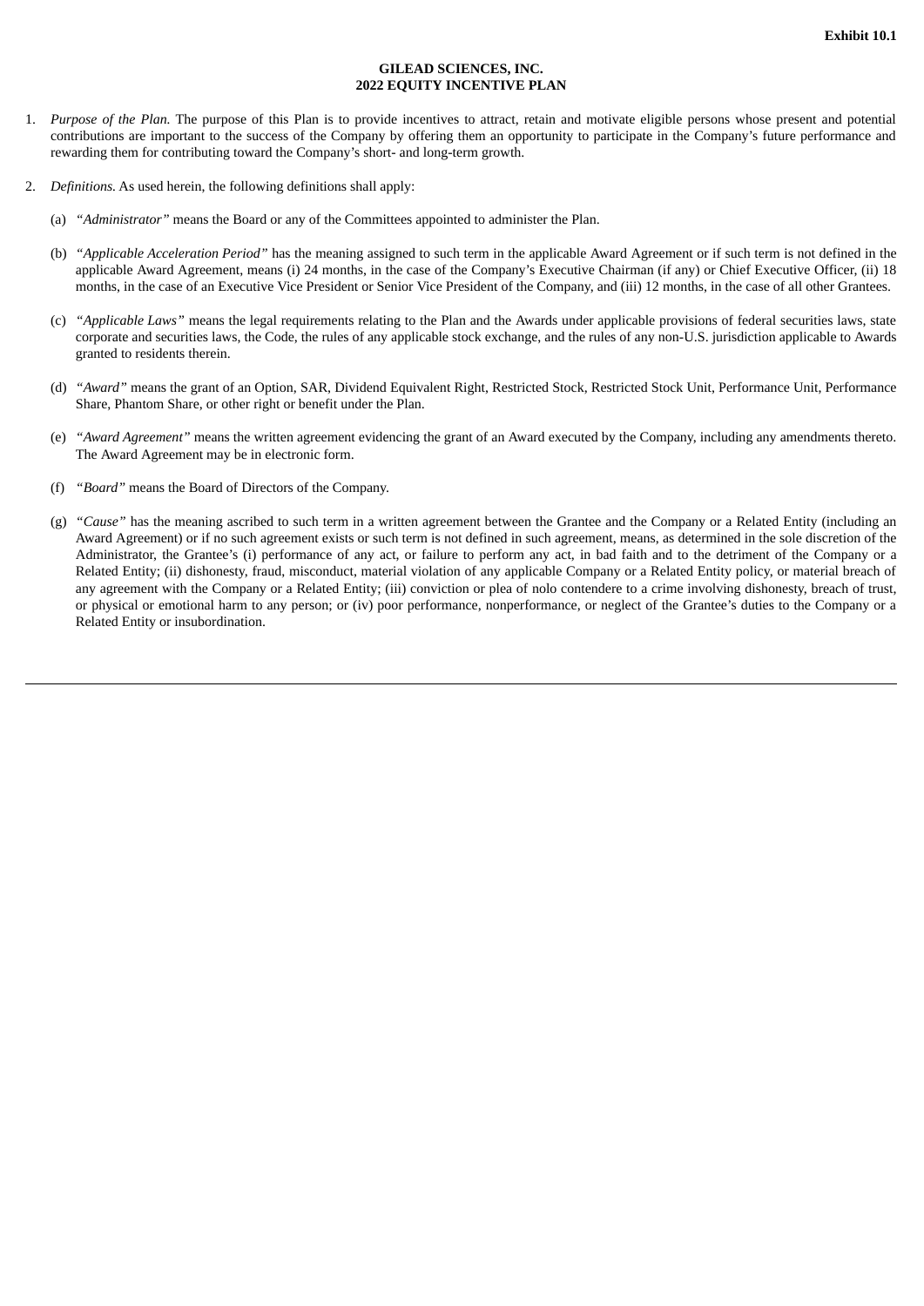**Exhibit 10.1**

**GILEAD SCIENCES, INC.**
**2022 EQUITY INCENTIVE PLAN**

1. *Purpose of the Plan.* The purpose of this Plan is to provide incentives to attract, retain and motivate eligible persons whose present and potential contributions are important to the success of the Company by offering them an opportunity to participate in the Company's future performance and rewarding them for contributing toward the Company's short- and long-term growth.

2. *Definitions.* As used herein, the following definitions shall apply:

   (a) *"Administrator"* means the Board or any of the Committees appointed to administer the Plan.

   (b) *"Applicable Acceleration Period"* has the meaning assigned to such term in the applicable Award Agreement or if such term is not defined in the applicable Award Agreement, means (i) 24 months, in the case of the Company's Executive Chairman (if any) or Chief Executive Officer, (ii) 18 months, in the case of an Executive Vice President or Senior Vice President of the Company, and (iii) 12 months, in the case of all other Grantees.

   (c) *"Applicable Laws"* means the legal requirements relating to the Plan and the Awards under applicable provisions of federal securities laws, state corporate and securities laws, the Code, the rules of any applicable stock exchange, and the rules of any non-U.S. jurisdiction applicable to Awards granted to residents therein.

   (d) *"Award"* means the grant of an Option, SAR, Dividend Equivalent Right, Restricted Stock, Restricted Stock Unit, Performance Unit, Performance Share, Phantom Share, or other right or benefit under the Plan.

   (e) *"Award Agreement"* means the written agreement evidencing the grant of an Award executed by the Company, including any amendments thereto. The Award Agreement may be in electronic form.

   (f) *"Board"* means the Board of Directors of the Company.

   (g) *"Cause"* has the meaning ascribed to such term in a written agreement between the Grantee and the Company or a Related Entity (including an Award Agreement) or if no such agreement exists or such term is not defined in such agreement, means, as determined in the sole discretion of the Administrator, the Grantee's (i) performance of any act, or failure to perform any act, in bad faith and to the detriment of the Company or a Related Entity; (ii) dishonesty, fraud, misconduct, material violation of any applicable Company or a Related Entity policy, or material breach of any agreement with the Company or a Related Entity; (iii) conviction or plea of nolo contendere to a crime involving dishonesty, breach of trust, or physical or emotional harm to any person; or (iv) poor performance, nonperformance, or neglect of the Grantee's duties to the Company or a Related Entity or insubordination.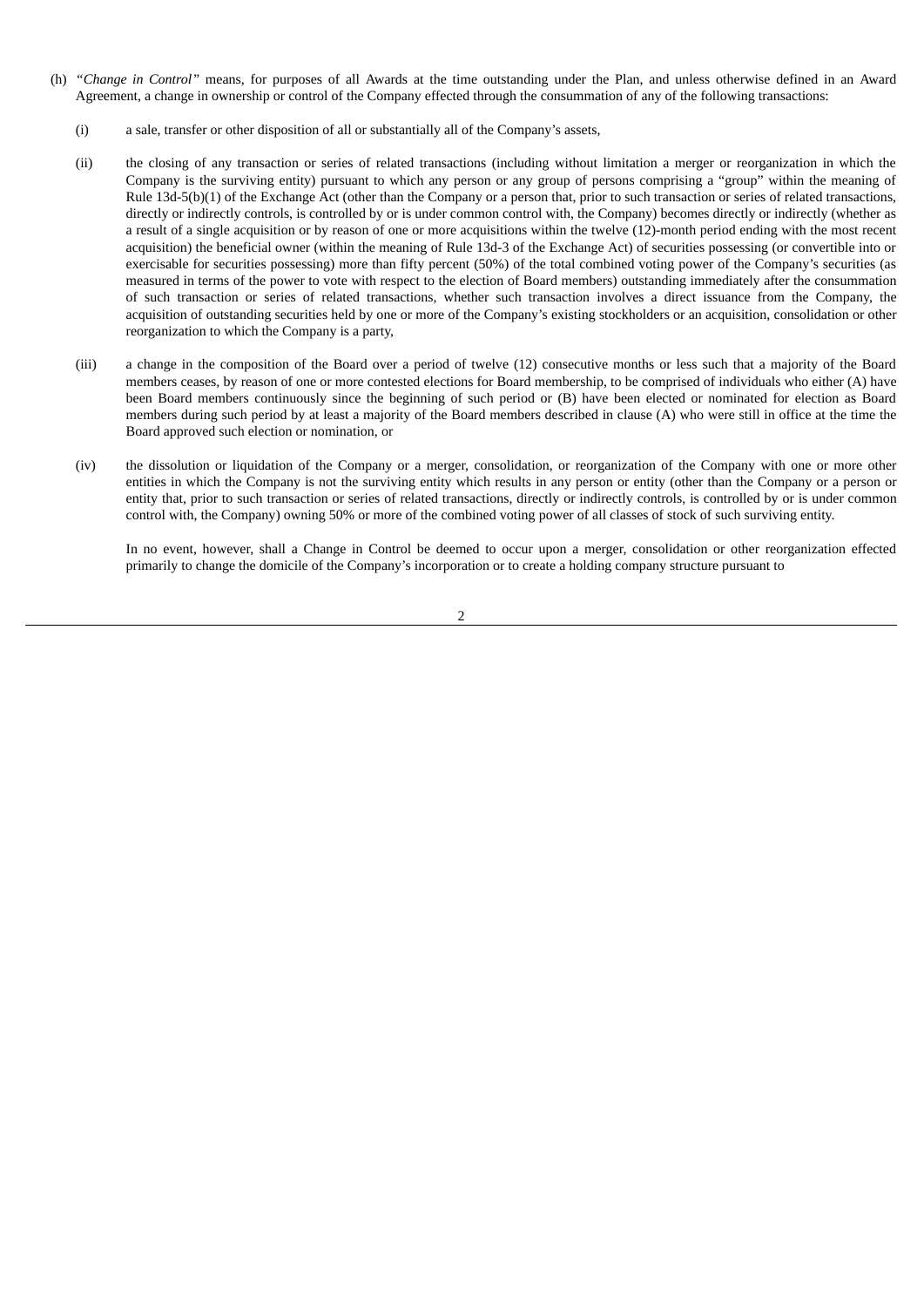(h) *"Change in Control"* means, for purposes of all Awards at the time outstanding under the Plan, and unless otherwise defined in an Award Agreement, a change in ownership or control of the Company effected through the consummation of any of the following transactions:

(i) a sale, transfer or other disposition of all or substantially all of the Company's assets,

(ii) the closing of any transaction or series of related transactions (including without limitation a merger or reorganization in which the Company is the surviving entity) pursuant to which any person or any group of persons comprising a "group" within the meaning of Rule 13d-5(b)(1) of the Exchange Act (other than the Company or a person that, prior to such transaction or series of related transactions, directly or indirectly controls, is controlled by or is under common control with, the Company) becomes directly or indirectly (whether as a result of a single acquisition or by reason of one or more acquisitions within the twelve (12)-month period ending with the most recent acquisition) the beneficial owner (within the meaning of Rule 13d-3 of the Exchange Act) of securities possessing (or convertible into or exercisable for securities possessing) more than fifty percent (50%) of the total combined voting power of the Company's securities (as measured in terms of the power to vote with respect to the election of Board members) outstanding immediately after the consummation of such transaction or series of related transactions, whether such transaction involves a direct issuance from the Company, the acquisition of outstanding securities held by one or more of the Company's existing stockholders or an acquisition, consolidation or other reorganization to which the Company is a party,

(iii) a change in the composition of the Board over a period of twelve (12) consecutive months or less such that a majority of the Board members ceases, by reason of one or more contested elections for Board membership, to be comprised of individuals who either (A) have been Board members continuously since the beginning of such period or (B) have been elected or nominated for election as Board members during such period by at least a majority of the Board members described in clause (A) who were still in office at the time the Board approved such election or nomination, or

(iv) the dissolution or liquidation of the Company or a merger, consolidation, or reorganization of the Company with one or more other entities in which the Company is not the surviving entity which results in any person or entity (other than the Company or a person or entity that, prior to such transaction or series of related transactions, directly or indirectly controls, is controlled by or is under common control with, the Company) owning 50% or more of the combined voting power of all classes of stock of such surviving entity.

In no event, however, shall a Change in Control be deemed to occur upon a merger, consolidation or other reorganization effected primarily to change the domicile of the Company's incorporation or to create a holding company structure pursuant to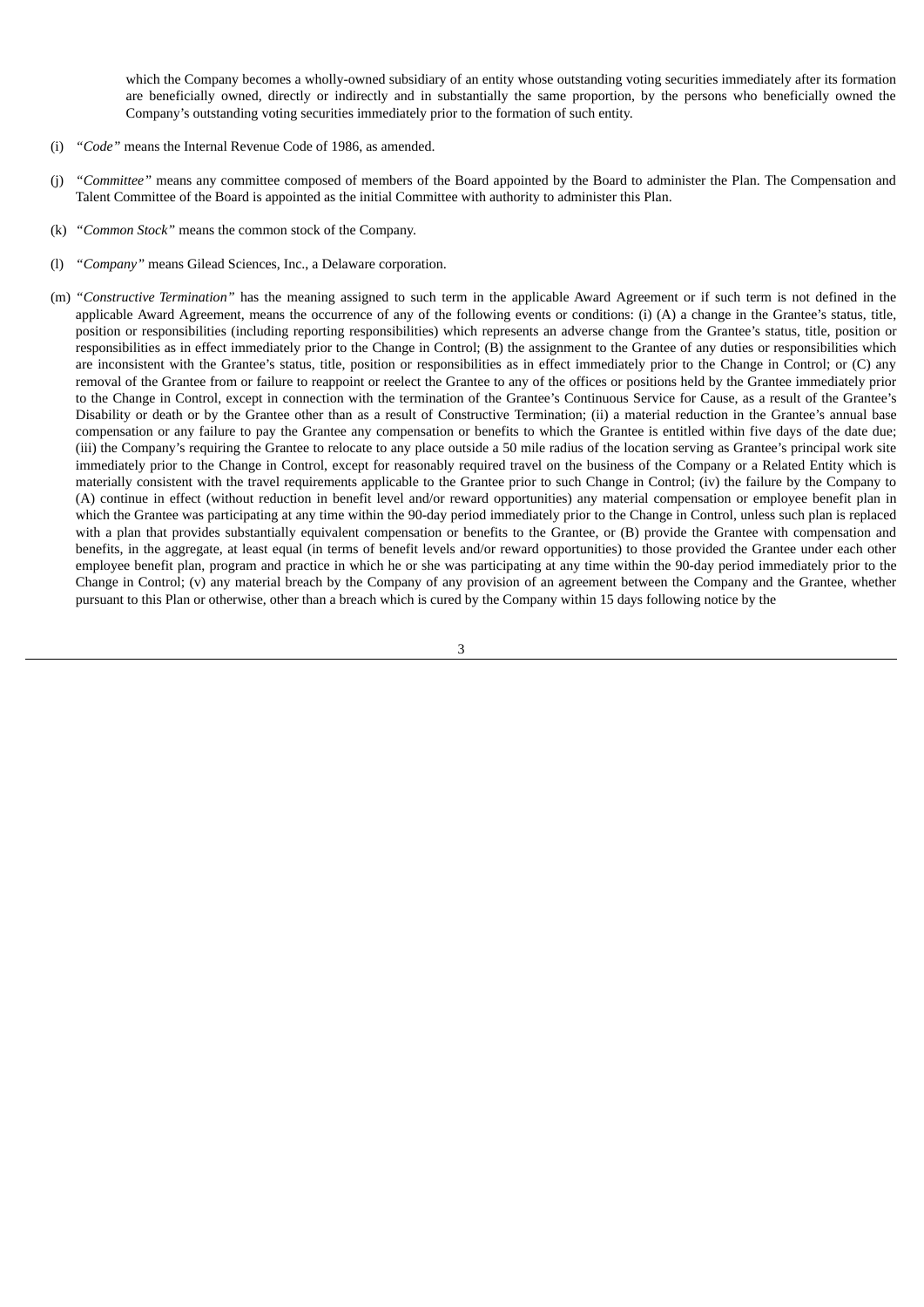which the Company becomes a wholly-owned subsidiary of an entity whose outstanding voting securities immediately after its formation are beneficially owned, directly or indirectly and in substantially the same proportion, by the persons who beneficially owned the Company's outstanding voting securities immediately prior to the formation of such entity.

(i) *"Code"* means the Internal Revenue Code of 1986, as amended.

(j) *"Committee"* means any committee composed of members of the Board appointed by the Board to administer the Plan. The Compensation and Talent Committee of the Board is appointed as the initial Committee with authority to administer this Plan.

(k) *"Common Stock"* means the common stock of the Company.

(l) *"Company"* means Gilead Sciences, Inc., a Delaware corporation.

(m) *"Constructive Termination"* has the meaning assigned to such term in the applicable Award Agreement or if such term is not defined in the applicable Award Agreement, means the occurrence of any of the following events or conditions: (i) (A) a change in the Grantee's status, title, position or responsibilities (including reporting responsibilities) which represents an adverse change from the Grantee's status, title, position or responsibilities as in effect immediately prior to the Change in Control; (B) the assignment to the Grantee of any duties or responsibilities which are inconsistent with the Grantee's status, title, position or responsibilities as in effect immediately prior to the Change in Control; or (C) any removal of the Grantee from or failure to reappoint or reelect the Grantee to any of the offices or positions held by the Grantee immediately prior to the Change in Control, except in connection with the termination of the Grantee's Continuous Service for Cause, as a result of the Grantee's Disability or death or by the Grantee other than as a result of Constructive Termination; (ii) a material reduction in the Grantee's annual base compensation or any failure to pay the Grantee any compensation or benefits to which the Grantee is entitled within five days of the date due; (iii) the Company's requiring the Grantee to relocate to any place outside a 50 mile radius of the location serving as Grantee's principal work site immediately prior to the Change in Control, except for reasonably required travel on the business of the Company or a Related Entity which is materially consistent with the travel requirements applicable to the Grantee prior to such Change in Control; (iv) the failure by the Company to (A) continue in effect (without reduction in benefit level and/or reward opportunities) any material compensation or employee benefit plan in which the Grantee was participating at any time within the 90-day period immediately prior to the Change in Control, unless such plan is replaced with a plan that provides substantially equivalent compensation or benefits to the Grantee, or (B) provide the Grantee with compensation and benefits, in the aggregate, at least equal (in terms of benefit levels and/or reward opportunities) to those provided the Grantee under each other employee benefit plan, program and practice in which he or she was participating at any time within the 90-day period immediately prior to the Change in Control; (v) any material breach by the Company of any provision of an agreement between the Company and the Grantee, whether pursuant to this Plan or otherwise, other than a breach which is cured by the Company within 15 days following notice by the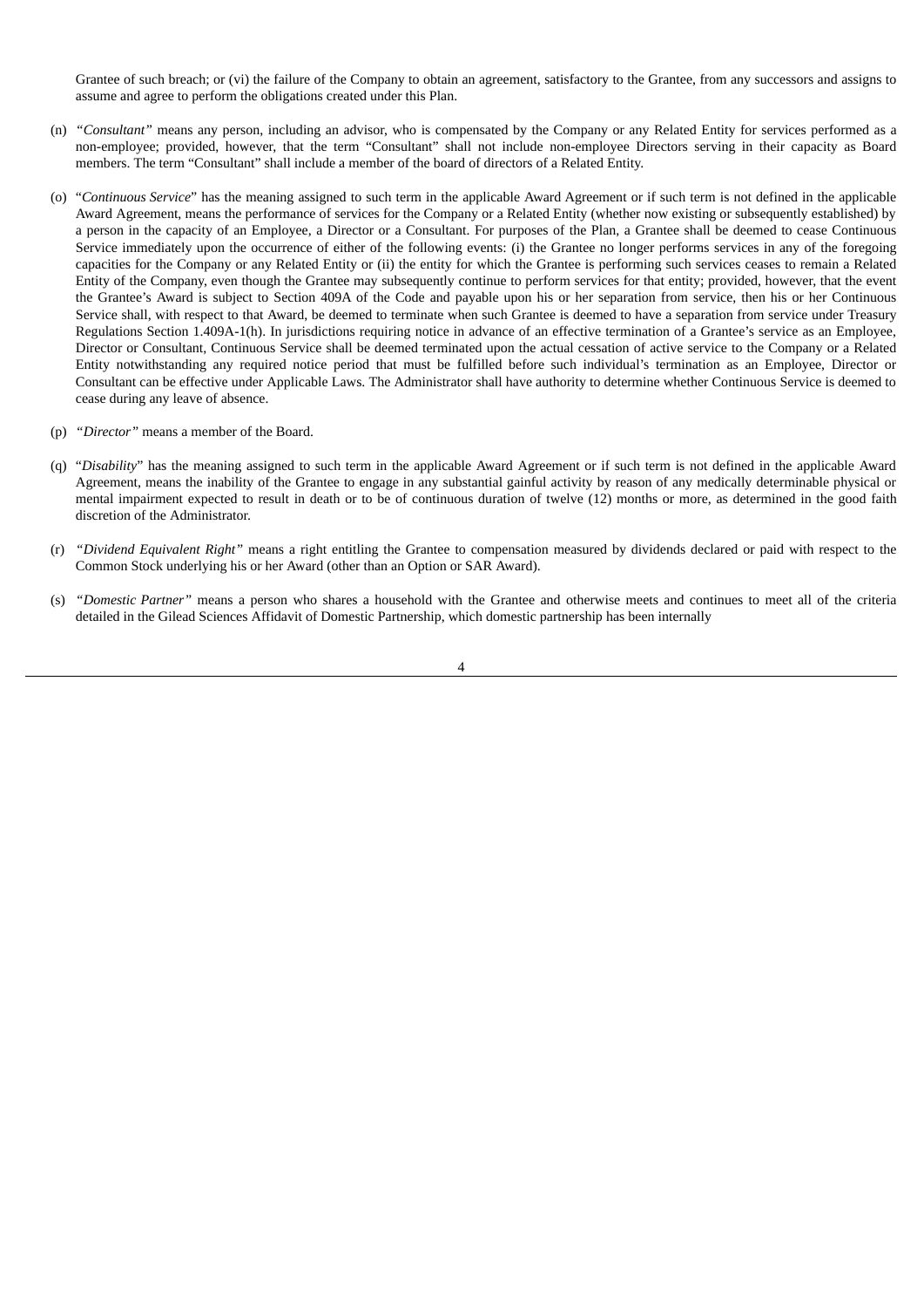Grantee of such breach; or (vi) the failure of the Company to obtain an agreement, satisfactory to the Grantee, from any successors and assigns to assume and agree to perform the obligations created under this Plan.

(n) *"Consultant"* means any person, including an advisor, who is compensated by the Company or any Related Entity for services performed as a non-employee; provided, however, that the term "Consultant" shall not include non-employee Directors serving in their capacity as Board members. The term "Consultant" shall include a member of the board of directors of a Related Entity.

(o) "*Continuous Service*" has the meaning assigned to such term in the applicable Award Agreement or if such term is not defined in the applicable Award Agreement, means the performance of services for the Company or a Related Entity (whether now existing or subsequently established) by a person in the capacity of an Employee, a Director or a Consultant. For purposes of the Plan, a Grantee shall be deemed to cease Continuous Service immediately upon the occurrence of either of the following events: (i) the Grantee no longer performs services in any of the foregoing capacities for the Company or any Related Entity or (ii) the entity for which the Grantee is performing such services ceases to remain a Related Entity of the Company, even though the Grantee may subsequently continue to perform services for that entity; provided, however, that the event the Grantee's Award is subject to Section 409A of the Code and payable upon his or her separation from service, then his or her Continuous Service shall, with respect to that Award, be deemed to terminate when such Grantee is deemed to have a separation from service under Treasury Regulations Section 1.409A-1(h). In jurisdictions requiring notice in advance of an effective termination of a Grantee's service as an Employee, Director or Consultant, Continuous Service shall be deemed terminated upon the actual cessation of active service to the Company or a Related Entity notwithstanding any required notice period that must be fulfilled before such individual's termination as an Employee, Director or Consultant can be effective under Applicable Laws. The Administrator shall have authority to determine whether Continuous Service is deemed to cease during any leave of absence.

(p) *"Director"* means a member of the Board.

(q) "*Disability*" has the meaning assigned to such term in the applicable Award Agreement or if such term is not defined in the applicable Award Agreement, means the inability of the Grantee to engage in any substantial gainful activity by reason of any medically determinable physical or mental impairment expected to result in death or to be of continuous duration of twelve (12) months or more, as determined in the good faith discretion of the Administrator.

(r) *"Dividend Equivalent Right"* means a right entitling the Grantee to compensation measured by dividends declared or paid with respect to the Common Stock underlying his or her Award (other than an Option or SAR Award).

(s) *"Domestic Partner"* means a person who shares a household with the Grantee and otherwise meets and continues to meet all of the criteria detailed in the Gilead Sciences Affidavit of Domestic Partnership, which domestic partnership has been internally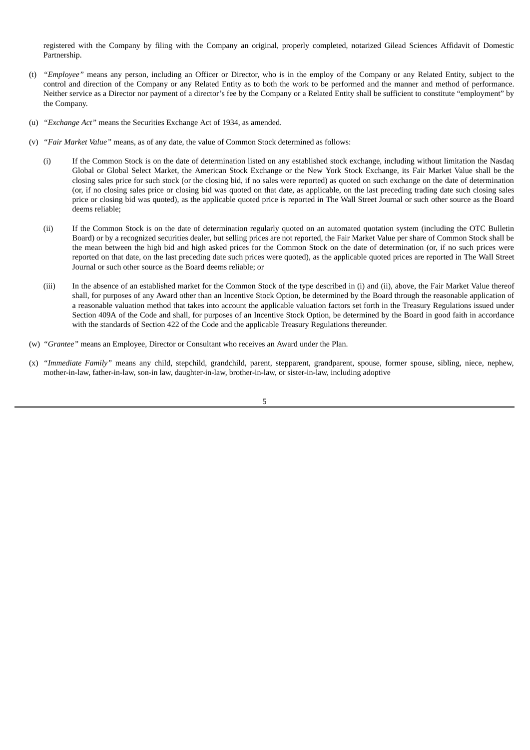registered with the Company by filing with the Company an original, properly completed, notarized Gilead Sciences Affidavit of Domestic Partnership.

(t) *"Employee"* means any person, including an Officer or Director, who is in the employ of the Company or any Related Entity, subject to the control and direction of the Company or any Related Entity as to both the work to be performed and the manner and method of performance. Neither service as a Director nor payment of a director's fee by the Company or a Related Entity shall be sufficient to constitute "employment" by the Company.

(u) *"Exchange Act"* means the Securities Exchange Act of 1934, as amended.

(v) *"Fair Market Value"* means, as of any date, the value of Common Stock determined as follows:

(i) If the Common Stock is on the date of determination listed on any established stock exchange, including without limitation the Nasdaq Global or Global Select Market, the American Stock Exchange or the New York Stock Exchange, its Fair Market Value shall be the closing sales price for such stock (or the closing bid, if no sales were reported) as quoted on such exchange on the date of determination (or, if no closing sales price or closing bid was quoted on that date, as applicable, on the last preceding trading date such closing sales price or closing bid was quoted), as the applicable quoted price is reported in The Wall Street Journal or such other source as the Board deems reliable;

(ii) If the Common Stock is on the date of determination regularly quoted on an automated quotation system (including the OTC Bulletin Board) or by a recognized securities dealer, but selling prices are not reported, the Fair Market Value per share of Common Stock shall be the mean between the high bid and high asked prices for the Common Stock on the date of determination (or, if no such prices were reported on that date, on the last preceding date such prices were quoted), as the applicable quoted prices are reported in The Wall Street Journal or such other source as the Board deems reliable; or

(iii) In the absence of an established market for the Common Stock of the type described in (i) and (ii), above, the Fair Market Value thereof shall, for purposes of any Award other than an Incentive Stock Option, be determined by the Board through the reasonable application of a reasonable valuation method that takes into account the applicable valuation factors set forth in the Treasury Regulations issued under Section 409A of the Code and shall, for purposes of an Incentive Stock Option, be determined by the Board in good faith in accordance with the standards of Section 422 of the Code and the applicable Treasury Regulations thereunder.

(w) *"Grantee"* means an Employee, Director or Consultant who receives an Award under the Plan.

(x) *"Immediate Family"* means any child, stepchild, grandchild, parent, stepparent, grandparent, spouse, former spouse, sibling, niece, nephew, mother-in-law, father-in-law, son-in law, daughter-in-law, brother-in-law, or sister-in-law, including adoptive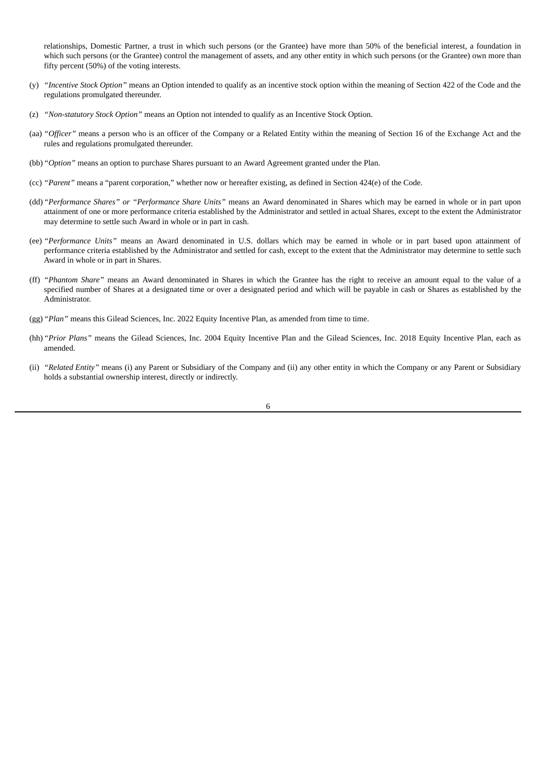relationships, Domestic Partner, a trust in which such persons (or the Grantee) have more than 50% of the beneficial interest, a foundation in which such persons (or the Grantee) control the management of assets, and any other entity in which such persons (or the Grantee) own more than fifty percent (50%) of the voting interests.

(y) *"Incentive Stock Option"* means an Option intended to qualify as an incentive stock option within the meaning of Section 422 of the Code and the regulations promulgated thereunder.

(z) *"Non-statutory Stock Option"* means an Option not intended to qualify as an Incentive Stock Option.

(aa) *"Officer"* means a person who is an officer of the Company or a Related Entity within the meaning of Section 16 of the Exchange Act and the rules and regulations promulgated thereunder.

(bb) *"Option"* means an option to purchase Shares pursuant to an Award Agreement granted under the Plan.

(cc) *"Parent"* means a "parent corporation," whether now or hereafter existing, as defined in Section 424(e) of the Code.

(dd) *"Performance Shares" or "Performance Share Units"* means an Award denominated in Shares which may be earned in whole or in part upon attainment of one or more performance criteria established by the Administrator and settled in actual Shares, except to the extent the Administrator may determine to settle such Award in whole or in part in cash.

(ee) *"Performance Units"* means an Award denominated in U.S. dollars which may be earned in whole or in part based upon attainment of performance criteria established by the Administrator and settled for cash, except to the extent that the Administrator may determine to settle such Award in whole or in part in Shares.

(ff) *"Phantom Share"* means an Award denominated in Shares in which the Grantee has the right to receive an amount equal to the value of a specified number of Shares at a designated time or over a designated period and which will be payable in cash or Shares as established by the Administrator.

(gg) *"Plan"* means this Gilead Sciences, Inc. 2022 Equity Incentive Plan, as amended from time to time.

(hh) *"Prior Plans"* means the Gilead Sciences, Inc. 2004 Equity Incentive Plan and the Gilead Sciences, Inc. 2018 Equity Incentive Plan, each as amended.

(ii) *"Related Entity"* means (i) any Parent or Subsidiary of the Company and (ii) any other entity in which the Company or any Parent or Subsidiary holds a substantial ownership interest, directly or indirectly.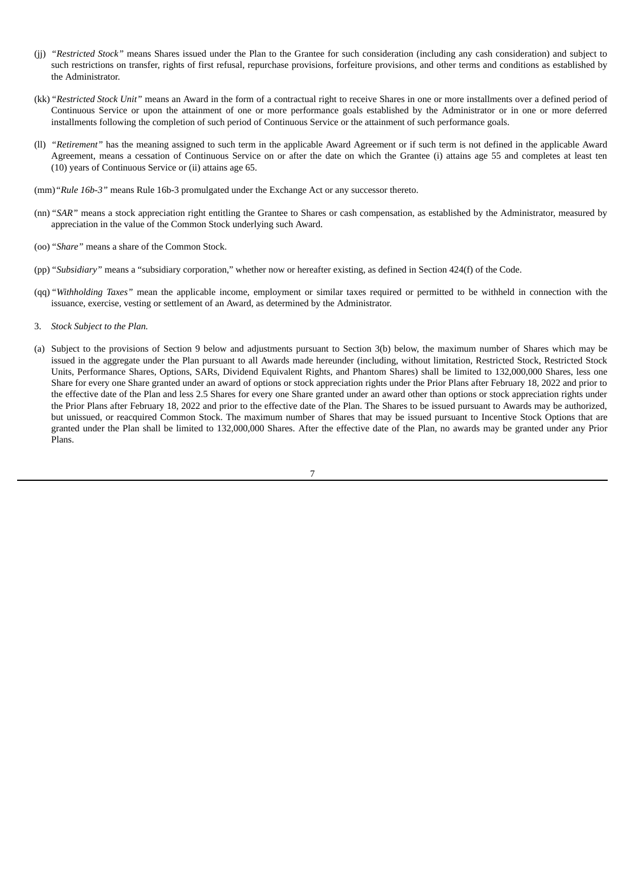(jj) *"Restricted Stock"* means Shares issued under the Plan to the Grantee for such consideration (including any cash consideration) and subject to such restrictions on transfer, rights of first refusal, repurchase provisions, forfeiture provisions, and other terms and conditions as established by the Administrator.

(kk) *"Restricted Stock Unit"* means an Award in the form of a contractual right to receive Shares in one or more installments over a defined period of Continuous Service or upon the attainment of one or more performance goals established by the Administrator or in one or more deferred installments following the completion of such period of Continuous Service or the attainment of such performance goals.

(ll) *"Retirement"* has the meaning assigned to such term in the applicable Award Agreement or if such term is not defined in the applicable Award Agreement, means a cessation of Continuous Service on or after the date on which the Grantee (i) attains age 55 and completes at least ten (10) years of Continuous Service or (ii) attains age 65.

(mm) *"Rule 16b-3"* means Rule 16b-3 promulgated under the Exchange Act or any successor thereto.

(nn) *"SAR"* means a stock appreciation right entitling the Grantee to Shares or cash compensation, as established by the Administrator, measured by appreciation in the value of the Common Stock underlying such Award.

(oo) *"Share"* means a share of the Common Stock.

(pp) *"Subsidiary"* means a "subsidiary corporation," whether now or hereafter existing, as defined in Section 424(f) of the Code.

(qq) *"Withholding Taxes"* mean the applicable income, employment or similar taxes required or permitted to be withheld in connection with the issuance, exercise, vesting or settlement of an Award, as determined by the Administrator.

3. *Stock Subject to the Plan.*

(a) Subject to the provisions of Section 9 below and adjustments pursuant to Section 3(b) below, the maximum number of Shares which may be issued in the aggregate under the Plan pursuant to all Awards made hereunder (including, without limitation, Restricted Stock, Restricted Stock Units, Performance Shares, Options, SARs, Dividend Equivalent Rights, and Phantom Shares) shall be limited to 132,000,000 Shares, less one Share for every one Share granted under an award of options or stock appreciation rights under the Prior Plans after February 18, 2022 and prior to the effective date of the Plan and less 2.5 Shares for every one Share granted under an award other than options or stock appreciation rights under the Prior Plans after February 18, 2022 and prior to the effective date of the Plan. The Shares to be issued pursuant to Awards may be authorized, but unissued, or reacquired Common Stock. The maximum number of Shares that may be issued pursuant to Incentive Stock Options that are granted under the Plan shall be limited to 132,000,000 Shares. After the effective date of the Plan, no awards may be granted under any Prior Plans.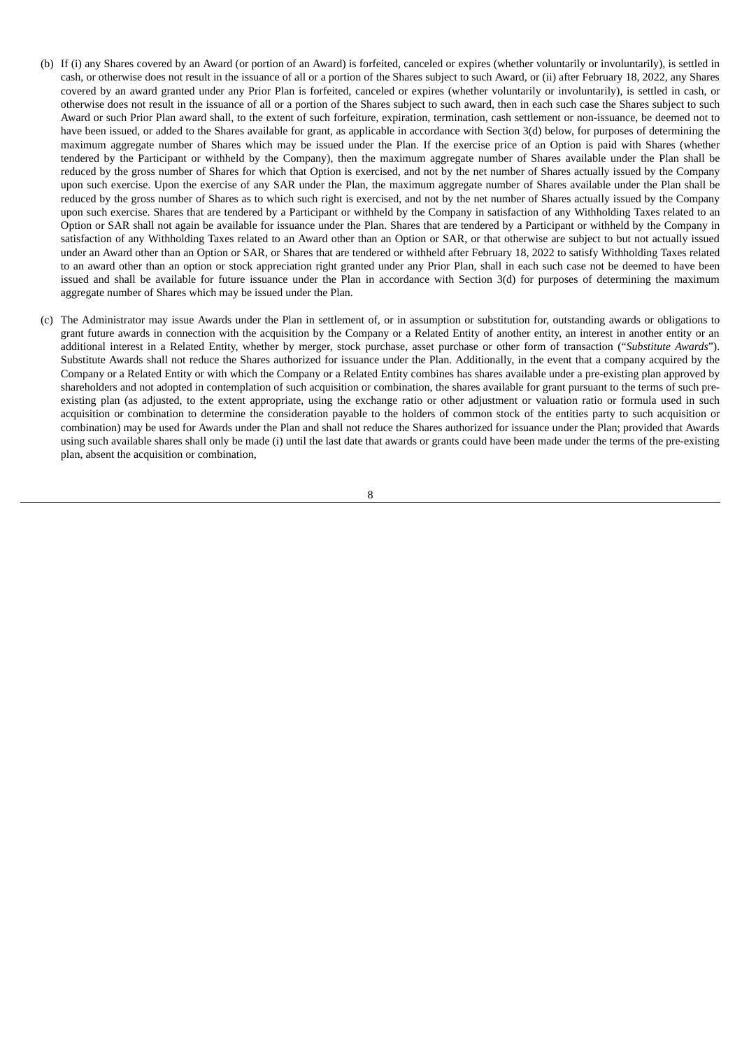(b) If (i) any Shares covered by an Award (or portion of an Award) is forfeited, canceled or expires (whether voluntarily or involuntarily), is settled in cash, or otherwise does not result in the issuance of all or a portion of the Shares subject to such Award, or (ii) after February 18, 2022, any Shares covered by an award granted under any Prior Plan is forfeited, canceled or expires (whether voluntarily or involuntarily), is settled in cash, or otherwise does not result in the issuance of all or a portion of the Shares subject to such award, then in each such case the Shares subject to such Award or such Prior Plan award shall, to the extent of such forfeiture, expiration, termination, cash settlement or non-issuance, be deemed not to have been issued, or added to the Shares available for grant, as applicable in accordance with Section 3(d) below, for purposes of determining the maximum aggregate number of Shares which may be issued under the Plan. If the exercise price of an Option is paid with Shares (whether tendered by the Participant or withheld by the Company), then the maximum aggregate number of Shares available under the Plan shall be reduced by the gross number of Shares for which that Option is exercised, and not by the net number of Shares actually issued by the Company upon such exercise. Upon the exercise of any SAR under the Plan, the maximum aggregate number of Shares available under the Plan shall be reduced by the gross number of Shares as to which such right is exercised, and not by the net number of Shares actually issued by the Company upon such exercise. Shares that are tendered by a Participant or withheld by the Company in satisfaction of any Withholding Taxes related to an Option or SAR shall not again be available for issuance under the Plan. Shares that are tendered by a Participant or withheld by the Company in satisfaction of any Withholding Taxes related to an Award other than an Option or SAR, or that otherwise are subject to but not actually issued under an Award other than an Option or SAR, or Shares that are tendered or withheld after February 18, 2022 to satisfy Withholding Taxes related to an award other than an option or stock appreciation right granted under any Prior Plan, shall in each such case not be deemed to have been issued and shall be available for future issuance under the Plan in accordance with Section 3(d) for purposes of determining the maximum aggregate number of Shares which may be issued under the Plan.

(c) The Administrator may issue Awards under the Plan in settlement of, or in assumption or substitution for, outstanding awards or obligations to grant future awards in connection with the acquisition by the Company or a Related Entity of another entity, an interest in another entity or an additional interest in a Related Entity, whether by merger, stock purchase, asset purchase or other form of transaction ("*Substitute Awards*"). Substitute Awards shall not reduce the Shares authorized for issuance under the Plan. Additionally, in the event that a company acquired by the Company or a Related Entity or with which the Company or a Related Entity combines has shares available under a pre-existing plan approved by shareholders and not adopted in contemplation of such acquisition or combination, the shares available for grant pursuant to the terms of such pre-existing plan (as adjusted, to the extent appropriate, using the exchange ratio or other adjustment or valuation ratio or formula used in such acquisition or combination to determine the consideration payable to the holders of common stock of the entities party to such acquisition or combination) may be used for Awards under the Plan and shall not reduce the Shares authorized for issuance under the Plan; provided that Awards using such available shares shall only be made (i) until the last date that awards or grants could have been made under the terms of the pre-existing plan, absent the acquisition or combination,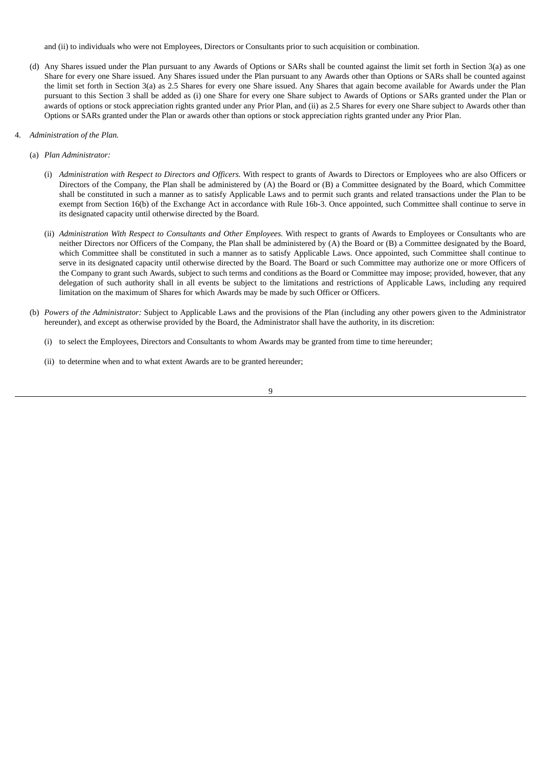and (ii) to individuals who were not Employees, Directors or Consultants prior to such acquisition or combination.

(d) Any Shares issued under the Plan pursuant to any Awards of Options or SARs shall be counted against the limit set forth in Section 3(a) as one Share for every one Share issued. Any Shares issued under the Plan pursuant to any Awards other than Options or SARs shall be counted against the limit set forth in Section 3(a) as 2.5 Shares for every one Share issued. Any Shares that again become available for Awards under the Plan pursuant to this Section 3 shall be added as (i) one Share for every one Share subject to Awards of Options or SARs granted under the Plan or awards of options or stock appreciation rights granted under any Prior Plan, and (ii) as 2.5 Shares for every one Share subject to Awards other than Options or SARs granted under the Plan or awards other than options or stock appreciation rights granted under any Prior Plan.

4. *Administration of the Plan.*

(a) *Plan Administrator:*

(i) *Administration with Respect to Directors and Officers.* With respect to grants of Awards to Directors or Employees who are also Officers or Directors of the Company, the Plan shall be administered by (A) the Board or (B) a Committee designated by the Board, which Committee shall be constituted in such a manner as to satisfy Applicable Laws and to permit such grants and related transactions under the Plan to be exempt from Section 16(b) of the Exchange Act in accordance with Rule 16b-3. Once appointed, such Committee shall continue to serve in its designated capacity until otherwise directed by the Board.

(ii) *Administration With Respect to Consultants and Other Employees.* With respect to grants of Awards to Employees or Consultants who are neither Directors nor Officers of the Company, the Plan shall be administered by (A) the Board or (B) a Committee designated by the Board, which Committee shall be constituted in such a manner as to satisfy Applicable Laws. Once appointed, such Committee shall continue to serve in its designated capacity until otherwise directed by the Board. The Board or such Committee may authorize one or more Officers of the Company to grant such Awards, subject to such terms and conditions as the Board or Committee may impose; provided, however, that any delegation of such authority shall in all events be subject to the limitations and restrictions of Applicable Laws, including any required limitation on the maximum of Shares for which Awards may be made by such Officer or Officers.

(b) *Powers of the Administrator:* Subject to Applicable Laws and the provisions of the Plan (including any other powers given to the Administrator hereunder), and except as otherwise provided by the Board, the Administrator shall have the authority, in its discretion:

(i) to select the Employees, Directors and Consultants to whom Awards may be granted from time to time hereunder;

(ii) to determine when and to what extent Awards are to be granted hereunder;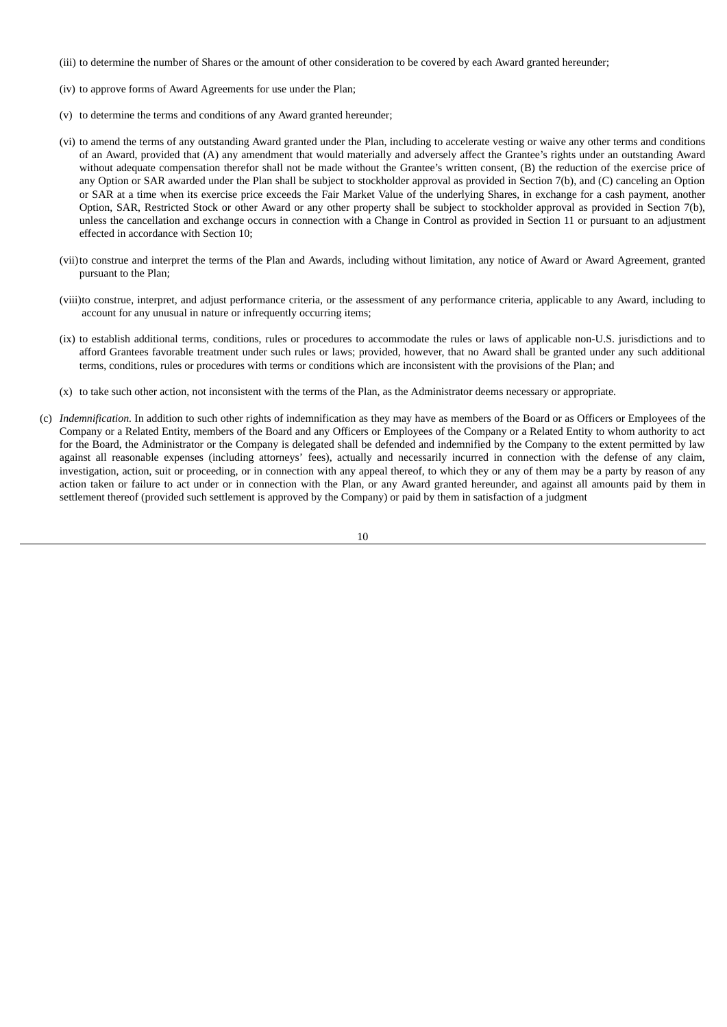(iii) to determine the number of Shares or the amount of other consideration to be covered by each Award granted hereunder;

(iv) to approve forms of Award Agreements for use under the Plan;

(v) to determine the terms and conditions of any Award granted hereunder;

(vi) to amend the terms of any outstanding Award granted under the Plan, including to accelerate vesting or waive any other terms and conditions of an Award, provided that (A) any amendment that would materially and adversely affect the Grantee's rights under an outstanding Award without adequate compensation therefor shall not be made without the Grantee's written consent, (B) the reduction of the exercise price of any Option or SAR awarded under the Plan shall be subject to stockholder approval as provided in Section 7(b), and (C) canceling an Option or SAR at a time when its exercise price exceeds the Fair Market Value of the underlying Shares, in exchange for a cash payment, another Option, SAR, Restricted Stock or other Award or any other property shall be subject to stockholder approval as provided in Section 7(b), unless the cancellation and exchange occurs in connection with a Change in Control as provided in Section 11 or pursuant to an adjustment effected in accordance with Section 10;

(vii) to construe and interpret the terms of the Plan and Awards, including without limitation, any notice of Award or Award Agreement, granted pursuant to the Plan;

(viii) to construe, interpret, and adjust performance criteria, or the assessment of any performance criteria, applicable to any Award, including to account for any unusual in nature or infrequently occurring items;

(ix) to establish additional terms, conditions, rules or procedures to accommodate the rules or laws of applicable non-U.S. jurisdictions and to afford Grantees favorable treatment under such rules or laws; provided, however, that no Award shall be granted under any such additional terms, conditions, rules or procedures with terms or conditions which are inconsistent with the provisions of the Plan; and

(x) to take such other action, not inconsistent with the terms of the Plan, as the Administrator deems necessary or appropriate.

(c) *Indemnification.* In addition to such other rights of indemnification as they may have as members of the Board or as Officers or Employees of the Company or a Related Entity, members of the Board and any Officers or Employees of the Company or a Related Entity to whom authority to act for the Board, the Administrator or the Company is delegated shall be defended and indemnified by the Company to the extent permitted by law against all reasonable expenses (including attorneys' fees), actually and necessarily incurred in connection with the defense of any claim, investigation, action, suit or proceeding, or in connection with any appeal thereof, to which they or any of them may be a party by reason of any action taken or failure to act under or in connection with the Plan, or any Award granted hereunder, and against all amounts paid by them in settlement thereof (provided such settlement is approved by the Company) or paid by them in satisfaction of a judgment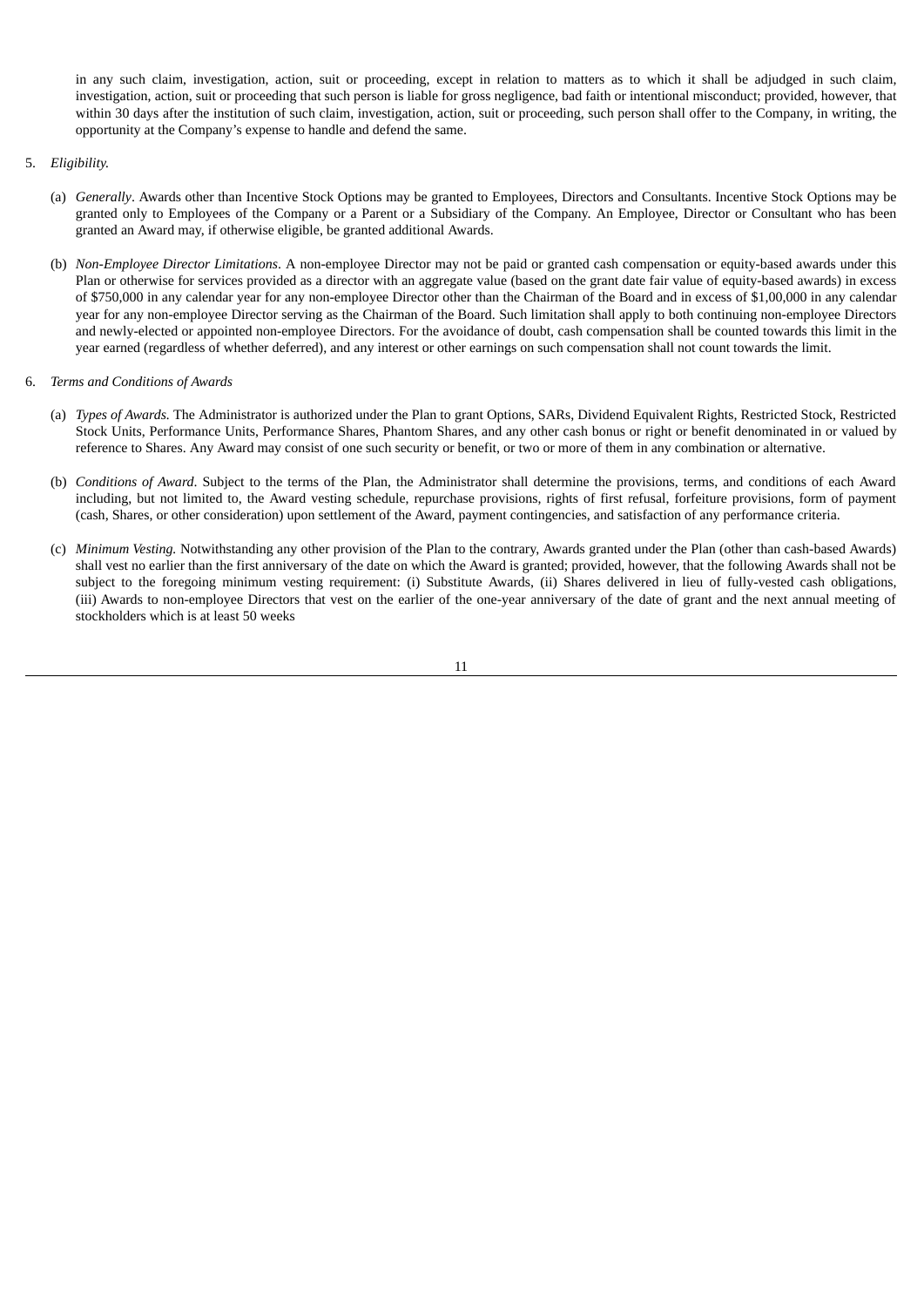in any such claim, investigation, action, suit or proceeding, except in relation to matters as to which it shall be adjudged in such claim, investigation, action, suit or proceeding that such person is liable for gross negligence, bad faith or intentional misconduct; provided, however, that within 30 days after the institution of such claim, investigation, action, suit or proceeding, such person shall offer to the Company, in writing, the opportunity at the Company's expense to handle and defend the same.

5. *Eligibility.*

   (a) *Generally*. Awards other than Incentive Stock Options may be granted to Employees, Directors and Consultants. Incentive Stock Options may be granted only to Employees of the Company or a Parent or a Subsidiary of the Company. An Employee, Director or Consultant who has been granted an Award may, if otherwise eligible, be granted additional Awards.

   (b) *Non-Employee Director Limitations*. A non-employee Director may not be paid or granted cash compensation or equity-based awards under this Plan or otherwise for services provided as a director with an aggregate value (based on the grant date fair value of equity-based awards) in excess of $750,000 in any calendar year for any non-employee Director other than the Chairman of the Board and in excess of $1,00,000 in any calendar year for any non-employee Director serving as the Chairman of the Board. Such limitation shall apply to both continuing non-employee Directors and newly-elected or appointed non-employee Directors. For the avoidance of doubt, cash compensation shall be counted towards this limit in the year earned (regardless of whether deferred), and any interest or other earnings on such compensation shall not count towards the limit.

6. *Terms and Conditions of Awards*

   (a) *Types of Awards.* The Administrator is authorized under the Plan to grant Options, SARs, Dividend Equivalent Rights, Restricted Stock, Restricted Stock Units, Performance Units, Performance Shares, Phantom Shares, and any other cash bonus or right or benefit denominated in or valued by reference to Shares. Any Award may consist of one such security or benefit, or two or more of them in any combination or alternative.

   (b) *Conditions of Award*. Subject to the terms of the Plan, the Administrator shall determine the provisions, terms, and conditions of each Award including, but not limited to, the Award vesting schedule, repurchase provisions, rights of first refusal, forfeiture provisions, form of payment (cash, Shares, or other consideration) upon settlement of the Award, payment contingencies, and satisfaction of any performance criteria.

   (c) *Minimum Vesting.* Notwithstanding any other provision of the Plan to the contrary, Awards granted under the Plan (other than cash-based Awards) shall vest no earlier than the first anniversary of the date on which the Award is granted; provided, however, that the following Awards shall not be subject to the foregoing minimum vesting requirement: (i) Substitute Awards, (ii) Shares delivered in lieu of fully-vested cash obligations, (iii) Awards to non-employee Directors that vest on the earlier of the one-year anniversary of the date of grant and the next annual meeting of stockholders which is at least 50 weeks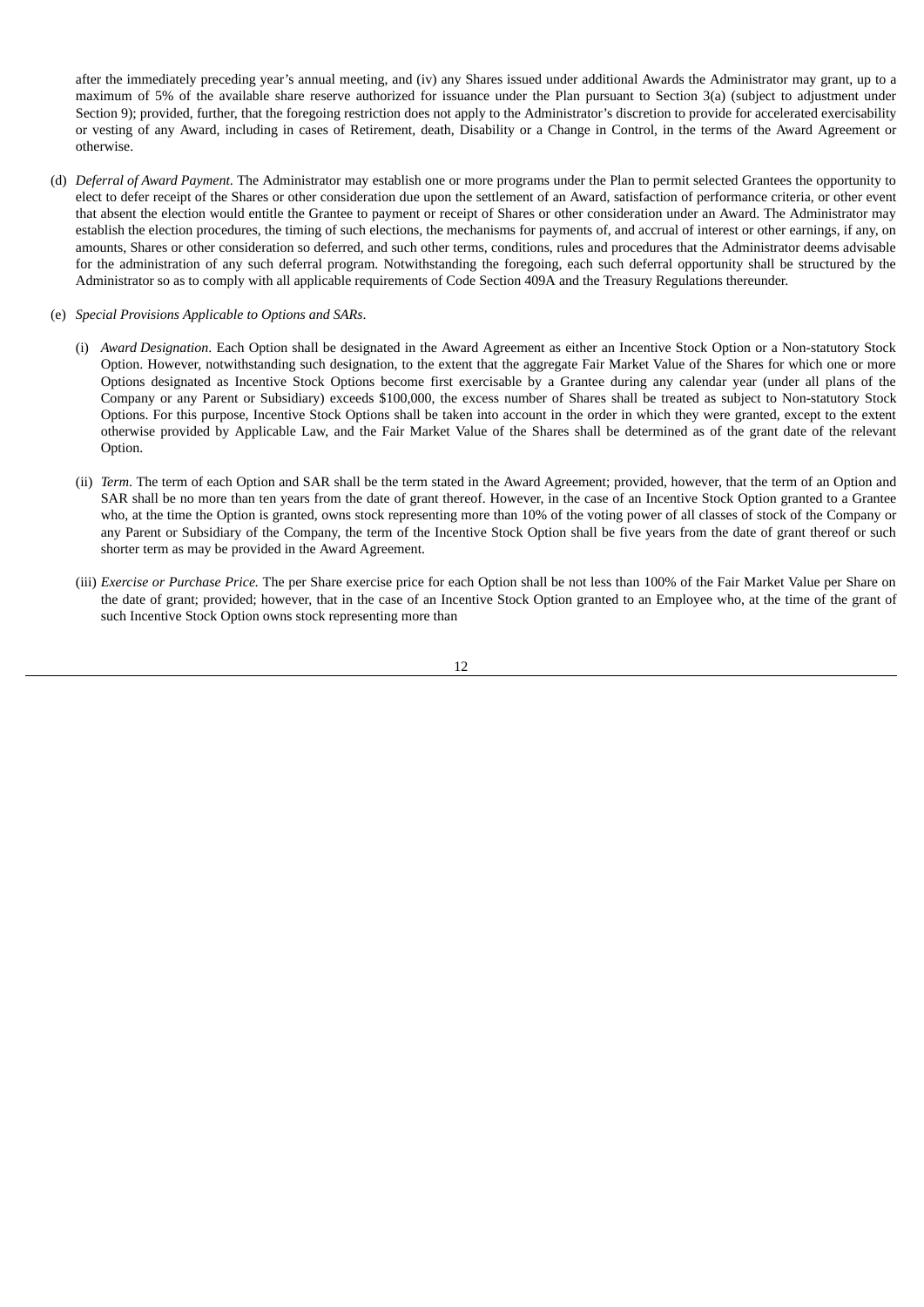after the immediately preceding year's annual meeting, and (iv) any Shares issued under additional Awards the Administrator may grant, up to a maximum of 5% of the available share reserve authorized for issuance under the Plan pursuant to Section 3(a) (subject to adjustment under Section 9); provided, further, that the foregoing restriction does not apply to the Administrator's discretion to provide for accelerated exercisability or vesting of any Award, including in cases of Retirement, death, Disability or a Change in Control, in the terms of the Award Agreement or otherwise.

(d) *Deferral of Award Payment*. The Administrator may establish one or more programs under the Plan to permit selected Grantees the opportunity to elect to defer receipt of the Shares or other consideration due upon the settlement of an Award, satisfaction of performance criteria, or other event that absent the election would entitle the Grantee to payment or receipt of Shares or other consideration under an Award. The Administrator may establish the election procedures, the timing of such elections, the mechanisms for payments of, and accrual of interest or other earnings, if any, on amounts, Shares or other consideration so deferred, and such other terms, conditions, rules and procedures that the Administrator deems advisable for the administration of any such deferral program. Notwithstanding the foregoing, each such deferral opportunity shall be structured by the Administrator so as to comply with all applicable requirements of Code Section 409A and the Treasury Regulations thereunder.

(e) *Special Provisions Applicable to Options and SARs*.

(i) *Award Designation*. Each Option shall be designated in the Award Agreement as either an Incentive Stock Option or a Non-statutory Stock Option. However, notwithstanding such designation, to the extent that the aggregate Fair Market Value of the Shares for which one or more Options designated as Incentive Stock Options become first exercisable by a Grantee during any calendar year (under all plans of the Company or any Parent or Subsidiary) exceeds $100,000, the excess number of Shares shall be treated as subject to Non-statutory Stock Options. For this purpose, Incentive Stock Options shall be taken into account in the order in which they were granted, except to the extent otherwise provided by Applicable Law, and the Fair Market Value of the Shares shall be determined as of the grant date of the relevant Option.

(ii) *Term*. The term of each Option and SAR shall be the term stated in the Award Agreement; provided, however, that the term of an Option and SAR shall be no more than ten years from the date of grant thereof. However, in the case of an Incentive Stock Option granted to a Grantee who, at the time the Option is granted, owns stock representing more than 10% of the voting power of all classes of stock of the Company or any Parent or Subsidiary of the Company, the term of the Incentive Stock Option shall be five years from the date of grant thereof or such shorter term as may be provided in the Award Agreement.

(iii) *Exercise or Purchase Price*. The per Share exercise price for each Option shall be not less than 100% of the Fair Market Value per Share on the date of grant; provided; however, that in the case of an Incentive Stock Option granted to an Employee who, at the time of the grant of such Incentive Stock Option owns stock representing more than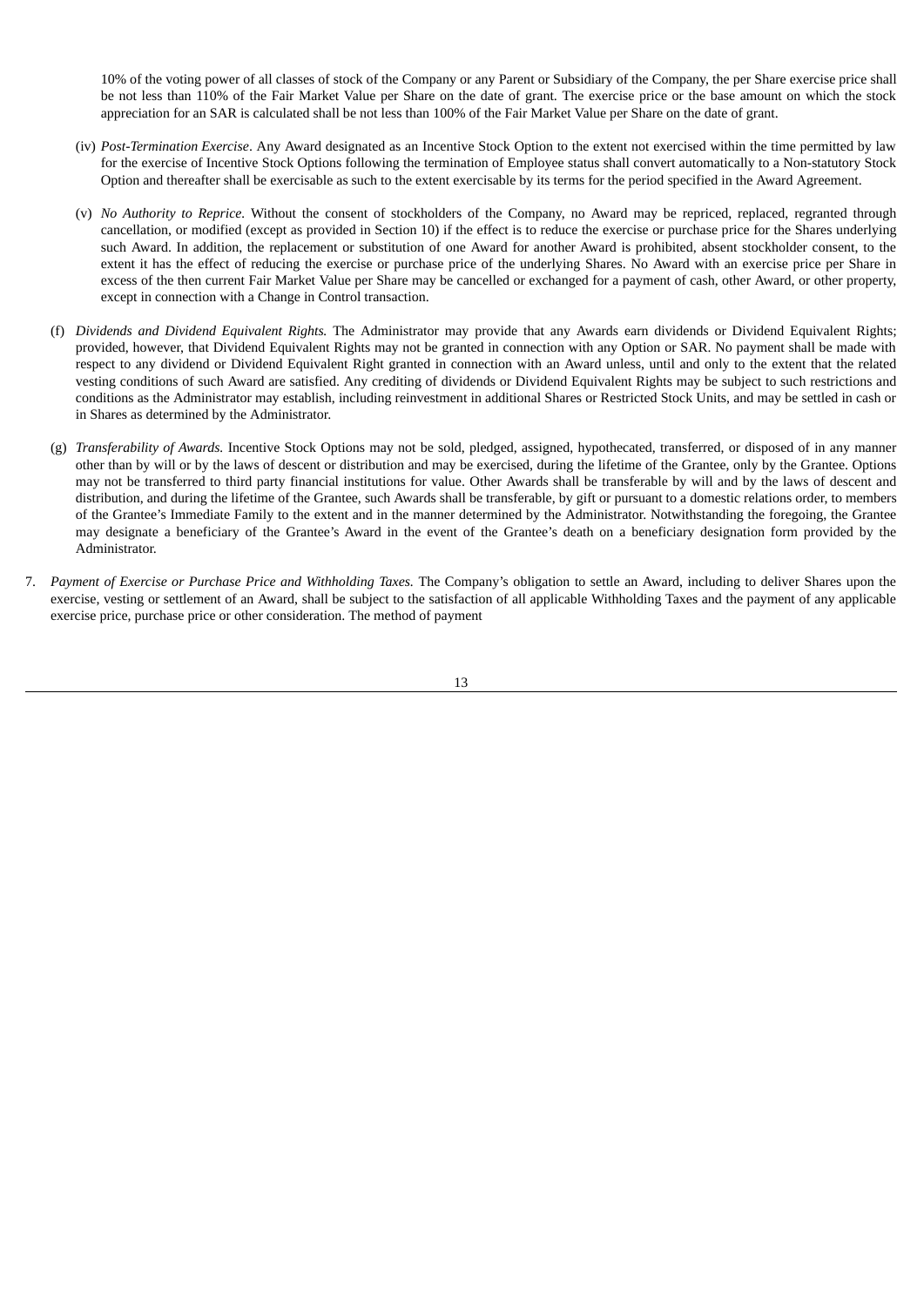10% of the voting power of all classes of stock of the Company or any Parent or Subsidiary of the Company, the per Share exercise price shall be not less than 110% of the Fair Market Value per Share on the date of grant. The exercise price or the base amount on which the stock appreciation for an SAR is calculated shall be not less than 100% of the Fair Market Value per Share on the date of grant.

(iv) *Post-Termination Exercise*. Any Award designated as an Incentive Stock Option to the extent not exercised within the time permitted by law for the exercise of Incentive Stock Options following the termination of Employee status shall convert automatically to a Non-statutory Stock Option and thereafter shall be exercisable as such to the extent exercisable by its terms for the period specified in the Award Agreement.

(v) *No Authority to Reprice.* Without the consent of stockholders of the Company, no Award may be repriced, replaced, regranted through cancellation, or modified (except as provided in Section 10) if the effect is to reduce the exercise or purchase price for the Shares underlying such Award. In addition, the replacement or substitution of one Award for another Award is prohibited, absent stockholder consent, to the extent it has the effect of reducing the exercise or purchase price of the underlying Shares. No Award with an exercise price per Share in excess of the then current Fair Market Value per Share may be cancelled or exchanged for a payment of cash, other Award, or other property, except in connection with a Change in Control transaction.

(f) *Dividends and Dividend Equivalent Rights.* The Administrator may provide that any Awards earn dividends or Dividend Equivalent Rights; provided, however, that Dividend Equivalent Rights may not be granted in connection with any Option or SAR. No payment shall be made with respect to any dividend or Dividend Equivalent Right granted in connection with an Award unless, until and only to the extent that the related vesting conditions of such Award are satisfied. Any crediting of dividends or Dividend Equivalent Rights may be subject to such restrictions and conditions as the Administrator may establish, including reinvestment in additional Shares or Restricted Stock Units, and may be settled in cash or in Shares as determined by the Administrator.

(g) *Transferability of Awards.* Incentive Stock Options may not be sold, pledged, assigned, hypothecated, transferred, or disposed of in any manner other than by will or by the laws of descent or distribution and may be exercised, during the lifetime of the Grantee, only by the Grantee. Options may not be transferred to third party financial institutions for value. Other Awards shall be transferable by will and by the laws of descent and distribution, and during the lifetime of the Grantee, such Awards shall be transferable, by gift or pursuant to a domestic relations order, to members of the Grantee's Immediate Family to the extent and in the manner determined by the Administrator. Notwithstanding the foregoing, the Grantee may designate a beneficiary of the Grantee's Award in the event of the Grantee's death on a beneficiary designation form provided by the Administrator.

7. *Payment of Exercise or Purchase Price and Withholding Taxes.* The Company's obligation to settle an Award, including to deliver Shares upon the exercise, vesting or settlement of an Award, shall be subject to the satisfaction of all applicable Withholding Taxes and the payment of any applicable exercise price, purchase price or other consideration. The method of payment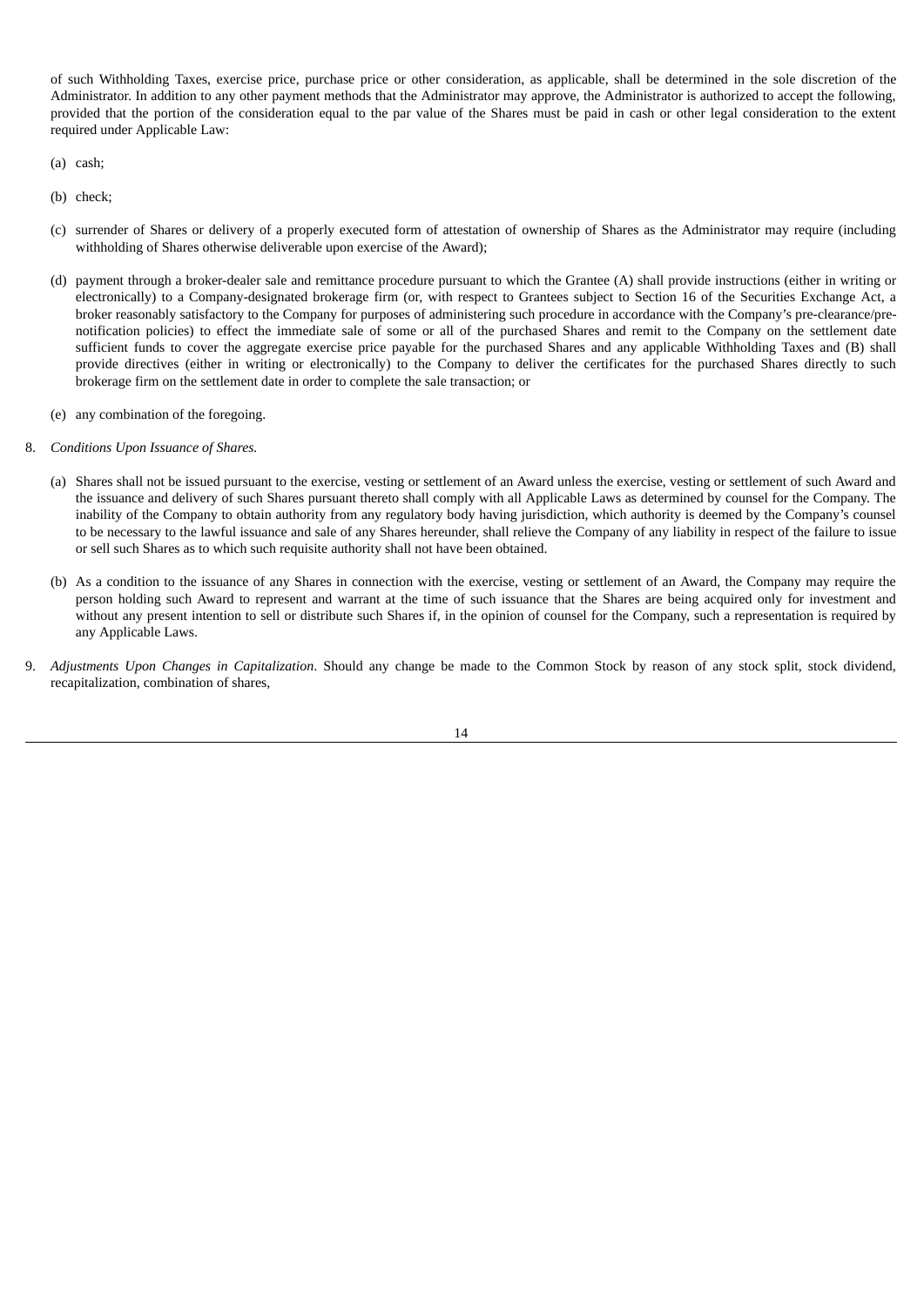of such Withholding Taxes, exercise price, purchase price or other consideration, as applicable, shall be determined in the sole discretion of the Administrator. In addition to any other payment methods that the Administrator may approve, the Administrator is authorized to accept the following, provided that the portion of the consideration equal to the par value of the Shares must be paid in cash or other legal consideration to the extent required under Applicable Law:

(a) cash;

(b) check;

(c) surrender of Shares or delivery of a properly executed form of attestation of ownership of Shares as the Administrator may require (including withholding of Shares otherwise deliverable upon exercise of the Award);

(d) payment through a broker-dealer sale and remittance procedure pursuant to which the Grantee (A) shall provide instructions (either in writing or electronically) to a Company-designated brokerage firm (or, with respect to Grantees subject to Section 16 of the Securities Exchange Act, a broker reasonably satisfactory to the Company for purposes of administering such procedure in accordance with the Company's pre-clearance/pre-notification policies) to effect the immediate sale of some or all of the purchased Shares and remit to the Company on the settlement date sufficient funds to cover the aggregate exercise price payable for the purchased Shares and any applicable Withholding Taxes and (B) shall provide directives (either in writing or electronically) to the Company to deliver the certificates for the purchased Shares directly to such brokerage firm on the settlement date in order to complete the sale transaction; or

(e) any combination of the foregoing.

8. *Conditions Upon Issuance of Shares.*

(a) Shares shall not be issued pursuant to the exercise, vesting or settlement of an Award unless the exercise, vesting or settlement of such Award and the issuance and delivery of such Shares pursuant thereto shall comply with all Applicable Laws as determined by counsel for the Company. The inability of the Company to obtain authority from any regulatory body having jurisdiction, which authority is deemed by the Company's counsel to be necessary to the lawful issuance and sale of any Shares hereunder, shall relieve the Company of any liability in respect of the failure to issue or sell such Shares as to which such requisite authority shall not have been obtained.

(b) As a condition to the issuance of any Shares in connection with the exercise, vesting or settlement of an Award, the Company may require the person holding such Award to represent and warrant at the time of such issuance that the Shares are being acquired only for investment and without any present intention to sell or distribute such Shares if, in the opinion of counsel for the Company, such a representation is required by any Applicable Laws.

9. *Adjustments Upon Changes in Capitalization*. Should any change be made to the Common Stock by reason of any stock split, stock dividend, recapitalization, combination of shares,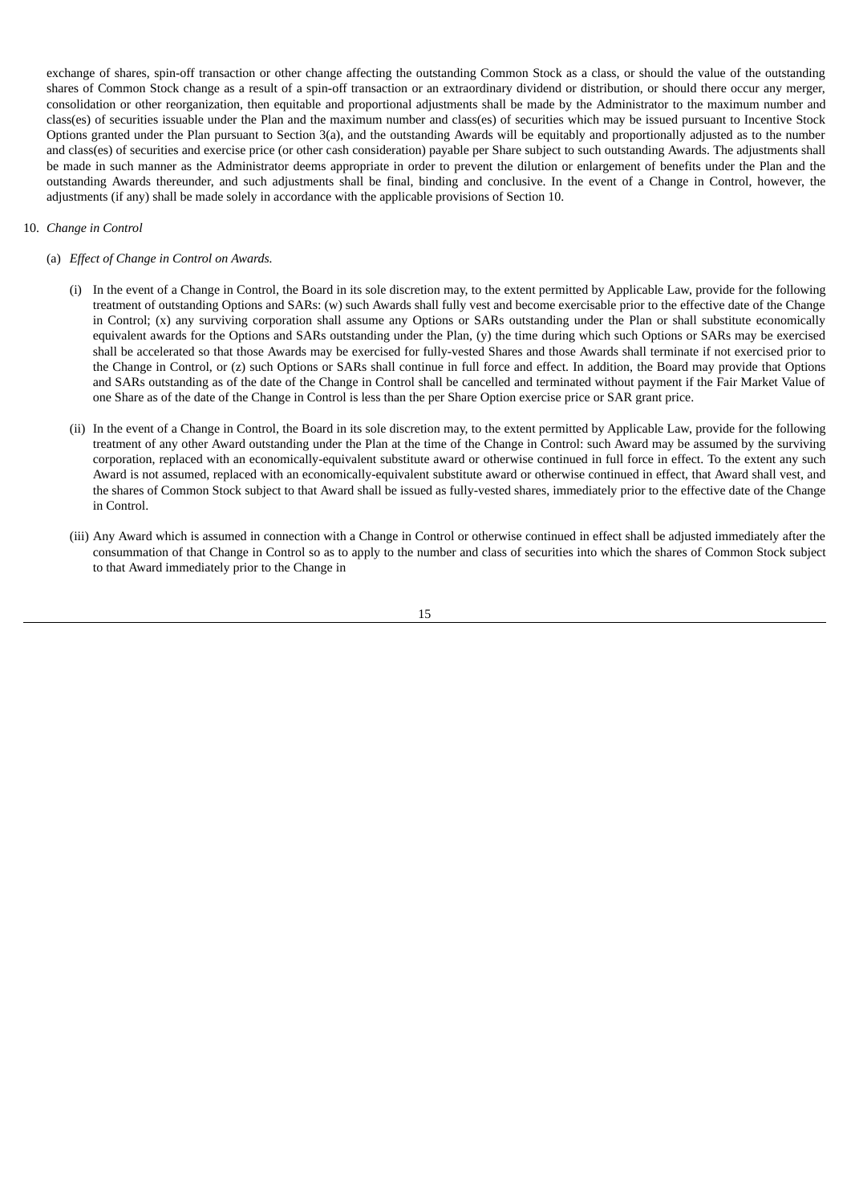exchange of shares, spin-off transaction or other change affecting the outstanding Common Stock as a class, or should the value of the outstanding shares of Common Stock change as a result of a spin-off transaction or an extraordinary dividend or distribution, or should there occur any merger, consolidation or other reorganization, then equitable and proportional adjustments shall be made by the Administrator to the maximum number and class(es) of securities issuable under the Plan and the maximum number and class(es) of securities which may be issued pursuant to Incentive Stock Options granted under the Plan pursuant to Section 3(a), and the outstanding Awards will be equitably and proportionally adjusted as to the number and class(es) of securities and exercise price (or other cash consideration) payable per Share subject to such outstanding Awards. The adjustments shall be made in such manner as the Administrator deems appropriate in order to prevent the dilution or enlargement of benefits under the Plan and the outstanding Awards thereunder, and such adjustments shall be final, binding and conclusive. In the event of a Change in Control, however, the adjustments (if any) shall be made solely in accordance with the applicable provisions of Section 10.

10. *Change in Control*

(a) *Effect of Change in Control on Awards.*

(i) In the event of a Change in Control, the Board in its sole discretion may, to the extent permitted by Applicable Law, provide for the following treatment of outstanding Options and SARs: (w) such Awards shall fully vest and become exercisable prior to the effective date of the Change in Control; (x) any surviving corporation shall assume any Options or SARs outstanding under the Plan or shall substitute economically equivalent awards for the Options and SARs outstanding under the Plan, (y) the time during which such Options or SARs may be exercised shall be accelerated so that those Awards may be exercised for fully-vested Shares and those Awards shall terminate if not exercised prior to the Change in Control, or (z) such Options or SARs shall continue in full force and effect. In addition, the Board may provide that Options and SARs outstanding as of the date of the Change in Control shall be cancelled and terminated without payment if the Fair Market Value of one Share as of the date of the Change in Control is less than the per Share Option exercise price or SAR grant price.

(ii) In the event of a Change in Control, the Board in its sole discretion may, to the extent permitted by Applicable Law, provide for the following treatment of any other Award outstanding under the Plan at the time of the Change in Control: such Award may be assumed by the surviving corporation, replaced with an economically-equivalent substitute award or otherwise continued in full force in effect. To the extent any such Award is not assumed, replaced with an economically-equivalent substitute award or otherwise continued in effect, that Award shall vest, and the shares of Common Stock subject to that Award shall be issued as fully-vested shares, immediately prior to the effective date of the Change in Control.

(iii) Any Award which is assumed in connection with a Change in Control or otherwise continued in effect shall be adjusted immediately after the consummation of that Change in Control so as to apply to the number and class of securities into which the shares of Common Stock subject to that Award immediately prior to the Change in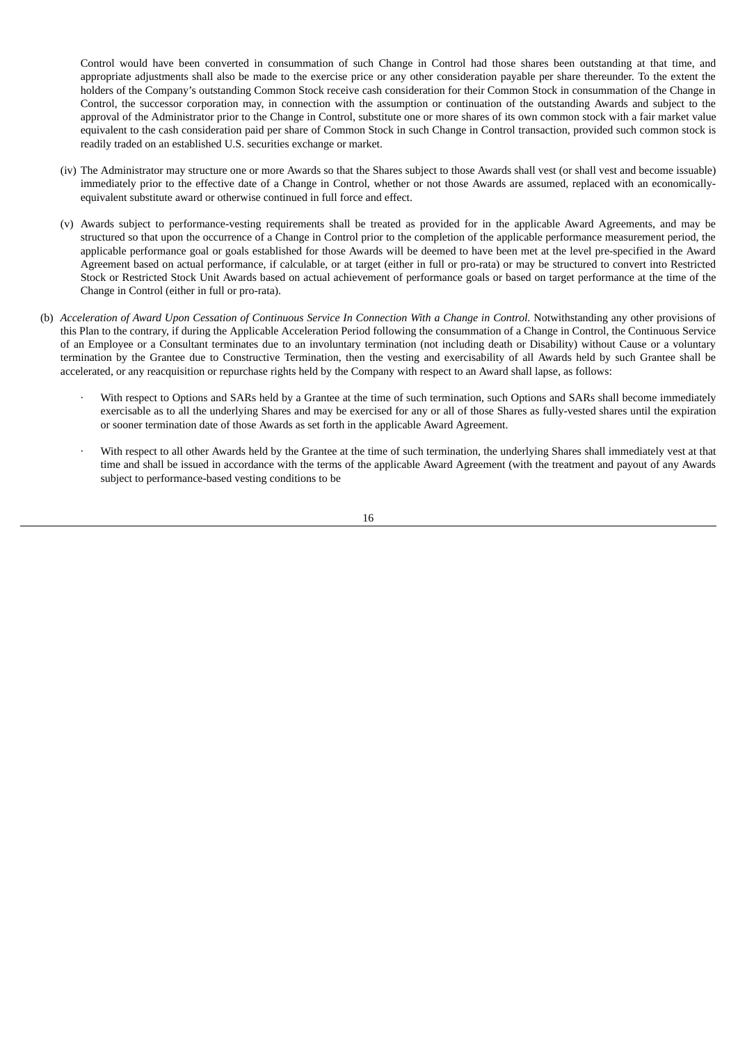Control would have been converted in consummation of such Change in Control had those shares been outstanding at that time, and appropriate adjustments shall also be made to the exercise price or any other consideration payable per share thereunder. To the extent the holders of the Company's outstanding Common Stock receive cash consideration for their Common Stock in consummation of the Change in Control, the successor corporation may, in connection with the assumption or continuation of the outstanding Awards and subject to the approval of the Administrator prior to the Change in Control, substitute one or more shares of its own common stock with a fair market value equivalent to the cash consideration paid per share of Common Stock in such Change in Control transaction, provided such common stock is readily traded on an established U.S. securities exchange or market.

(iv) The Administrator may structure one or more Awards so that the Shares subject to those Awards shall vest (or shall vest and become issuable) immediately prior to the effective date of a Change in Control, whether or not those Awards are assumed, replaced with an economically-equivalent substitute award or otherwise continued in full force and effect.

(v) Awards subject to performance-vesting requirements shall be treated as provided for in the applicable Award Agreements, and may be structured so that upon the occurrence of a Change in Control prior to the completion of the applicable performance measurement period, the applicable performance goal or goals established for those Awards will be deemed to have been met at the level pre-specified in the Award Agreement based on actual performance, if calculable, or at target (either in full or pro-rata) or may be structured to convert into Restricted Stock or Restricted Stock Unit Awards based on actual achievement of performance goals or based on target performance at the time of the Change in Control (either in full or pro-rata).

(b) *Acceleration of Award Upon Cessation of Continuous Service In Connection With a Change in Control.* Notwithstanding any other provisions of this Plan to the contrary, if during the Applicable Acceleration Period following the consummation of a Change in Control, the Continuous Service of an Employee or a Consultant terminates due to an involuntary termination (not including death or Disability) without Cause or a voluntary termination by the Grantee due to Constructive Termination, then the vesting and exercisability of all Awards held by such Grantee shall be accelerated, or any reacquisition or repurchase rights held by the Company with respect to an Award shall lapse, as follows:

- With respect to Options and SARs held by a Grantee at the time of such termination, such Options and SARs shall become immediately exercisable as to all the underlying Shares and may be exercised for any or all of those Shares as fully-vested shares until the expiration or sooner termination date of those Awards as set forth in the applicable Award Agreement.

- With respect to all other Awards held by the Grantee at the time of such termination, the underlying Shares shall immediately vest at that time and shall be issued in accordance with the terms of the applicable Award Agreement (with the treatment and payout of any Awards subject to performance-based vesting conditions to be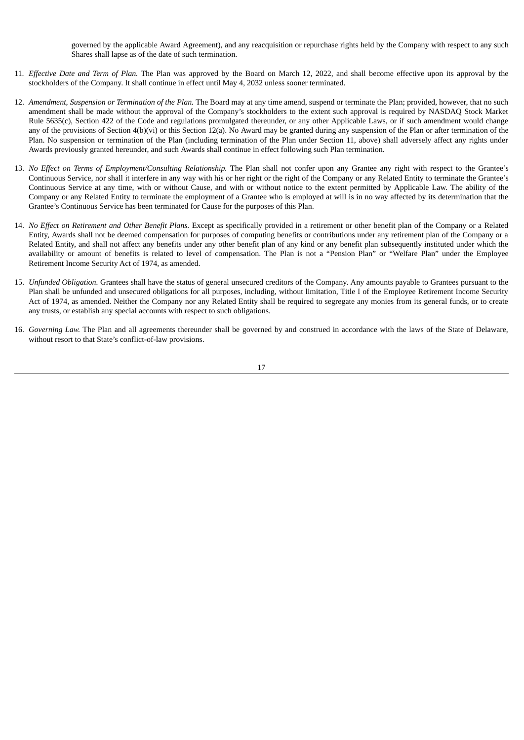governed by the applicable Award Agreement), and any reacquisition or repurchase rights held by the Company with respect to any such Shares shall lapse as of the date of such termination.

11. *Effective Date and Term of Plan.* The Plan was approved by the Board on March 12, 2022, and shall become effective upon its approval by the stockholders of the Company. It shall continue in effect until May 4, 2032 unless sooner terminated.

12. *Amendment, Suspension or Termination of the Plan.* The Board may at any time amend, suspend or terminate the Plan; provided, however, that no such amendment shall be made without the approval of the Company's stockholders to the extent such approval is required by NASDAQ Stock Market Rule 5635(c), Section 422 of the Code and regulations promulgated thereunder, or any other Applicable Laws, or if such amendment would change any of the provisions of Section 4(b)(vi) or this Section 12(a). No Award may be granted during any suspension of the Plan or after termination of the Plan. No suspension or termination of the Plan (including termination of the Plan under Section 11, above) shall adversely affect any rights under Awards previously granted hereunder, and such Awards shall continue in effect following such Plan termination.

13. *No Effect on Terms of Employment/Consulting Relationship.* The Plan shall not confer upon any Grantee any right with respect to the Grantee's Continuous Service, nor shall it interfere in any way with his or her right or the right of the Company or any Related Entity to terminate the Grantee's Continuous Service at any time, with or without Cause, and with or without notice to the extent permitted by Applicable Law. The ability of the Company or any Related Entity to terminate the employment of a Grantee who is employed at will is in no way affected by its determination that the Grantee's Continuous Service has been terminated for Cause for the purposes of this Plan.

14. *No Effect on Retirement and Other Benefit Plans.* Except as specifically provided in a retirement or other benefit plan of the Company or a Related Entity, Awards shall not be deemed compensation for purposes of computing benefits or contributions under any retirement plan of the Company or a Related Entity, and shall not affect any benefits under any other benefit plan of any kind or any benefit plan subsequently instituted under which the availability or amount of benefits is related to level of compensation. The Plan is not a "Pension Plan" or "Welfare Plan" under the Employee Retirement Income Security Act of 1974, as amended.

15. *Unfunded Obligation.* Grantees shall have the status of general unsecured creditors of the Company. Any amounts payable to Grantees pursuant to the Plan shall be unfunded and unsecured obligations for all purposes, including, without limitation, Title I of the Employee Retirement Income Security Act of 1974, as amended. Neither the Company nor any Related Entity shall be required to segregate any monies from its general funds, or to create any trusts, or establish any special accounts with respect to such obligations.

16. *Governing Law.* The Plan and all agreements thereunder shall be governed by and construed in accordance with the laws of the State of Delaware, without resort to that State's conflict-of-law provisions.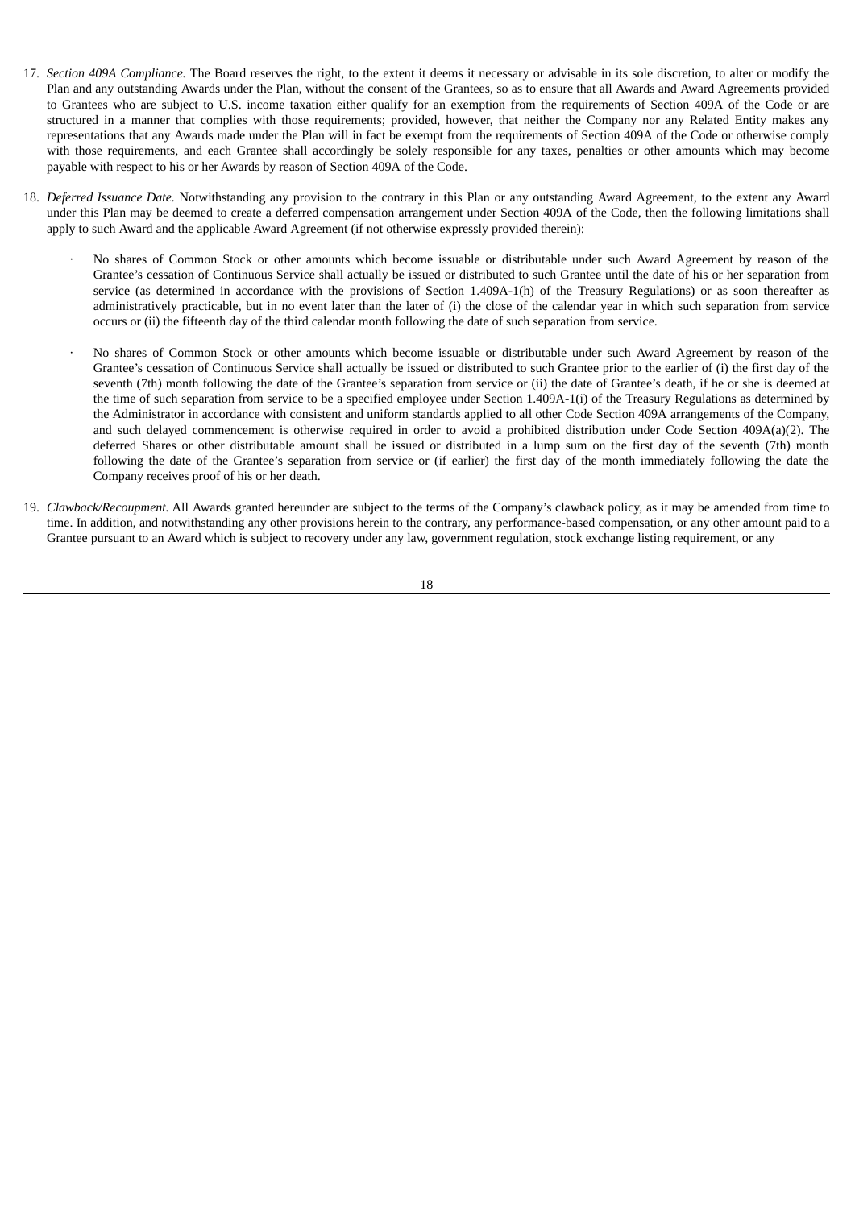17. *Section 409A Compliance.* The Board reserves the right, to the extent it deems it necessary or advisable in its sole discretion, to alter or modify the Plan and any outstanding Awards under the Plan, without the consent of the Grantees, so as to ensure that all Awards and Award Agreements provided to Grantees who are subject to U.S. income taxation either qualify for an exemption from the requirements of Section 409A of the Code or are structured in a manner that complies with those requirements; provided, however, that neither the Company nor any Related Entity makes any representations that any Awards made under the Plan will in fact be exempt from the requirements of Section 409A of the Code or otherwise comply with those requirements, and each Grantee shall accordingly be solely responsible for any taxes, penalties or other amounts which may become payable with respect to his or her Awards by reason of Section 409A of the Code.

18. *Deferred Issuance Date.* Notwithstanding any provision to the contrary in this Plan or any outstanding Award Agreement, to the extent any Award under this Plan may be deemed to create a deferred compensation arrangement under Section 409A of the Code, then the following limitations shall apply to such Award and the applicable Award Agreement (if not otherwise expressly provided therein):

    - No shares of Common Stock or other amounts which become issuable or distributable under such Award Agreement by reason of the Grantee's cessation of Continuous Service shall actually be issued or distributed to such Grantee until the date of his or her separation from service (as determined in accordance with the provisions of Section 1.409A-1(h) of the Treasury Regulations) or as soon thereafter as administratively practicable, but in no event later than the later of (i) the close of the calendar year in which such separation from service occurs or (ii) the fifteenth day of the third calendar month following the date of such separation from service.

    - No shares of Common Stock or other amounts which become issuable or distributable under such Award Agreement by reason of the Grantee's cessation of Continuous Service shall actually be issued or distributed to such Grantee prior to the earlier of (i) the first day of the seventh (7th) month following the date of the Grantee's separation from service or (ii) the date of Grantee's death, if he or she is deemed at the time of such separation from service to be a specified employee under Section 1.409A-1(i) of the Treasury Regulations as determined by the Administrator in accordance with consistent and uniform standards applied to all other Code Section 409A arrangements of the Company, and such delayed commencement is otherwise required in order to avoid a prohibited distribution under Code Section 409A(a)(2). The deferred Shares or other distributable amount shall be issued or distributed in a lump sum on the first day of the seventh (7th) month following the date of the Grantee's separation from service or (if earlier) the first day of the month immediately following the date the Company receives proof of his or her death.

19. *Clawback/Recoupment.* All Awards granted hereunder are subject to the terms of the Company's clawback policy, as it may be amended from time to time. In addition, and notwithstanding any other provisions herein to the contrary, any performance-based compensation, or any other amount paid to a Grantee pursuant to an Award which is subject to recovery under any law, government regulation, stock exchange listing requirement, or any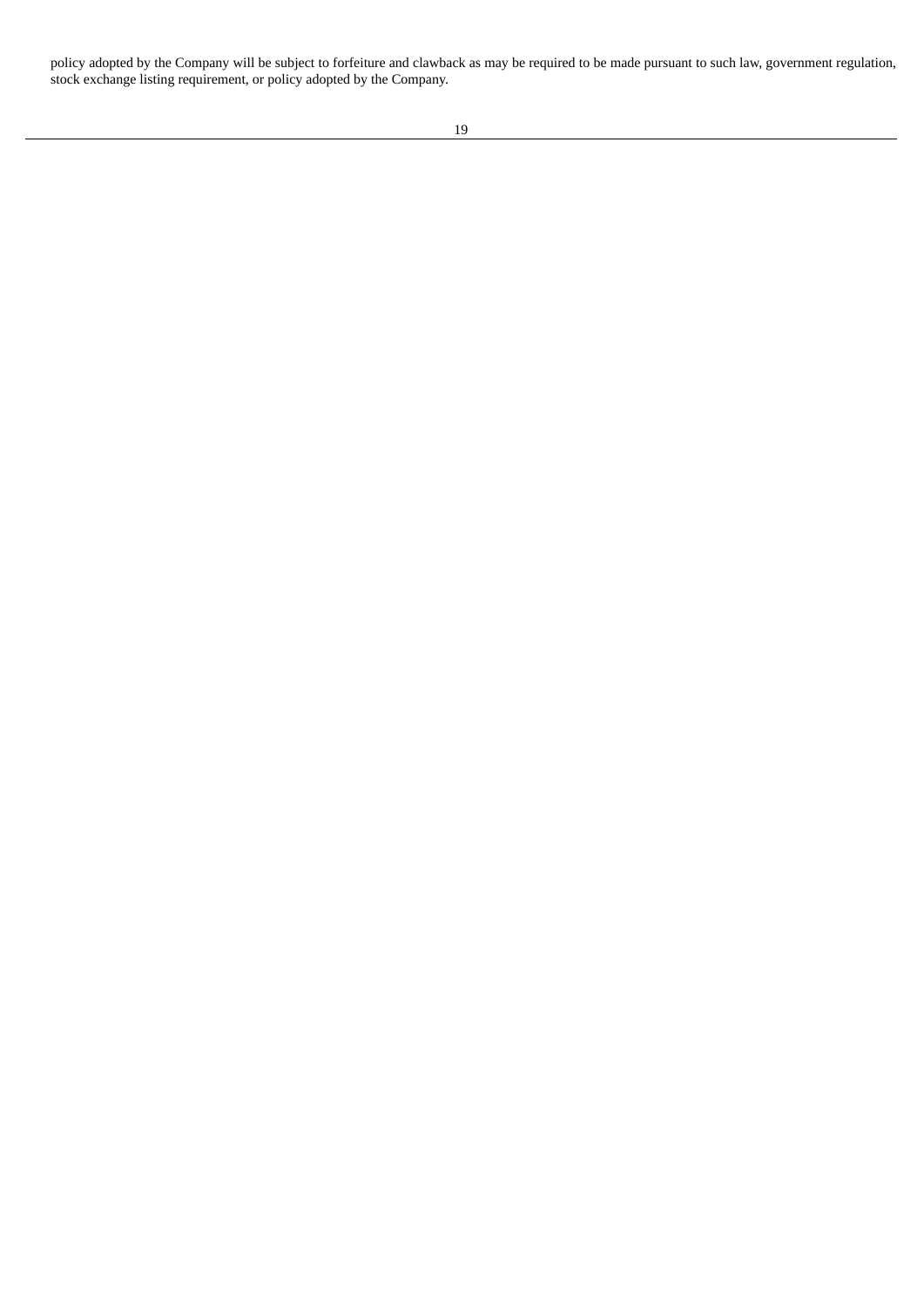policy adopted by the Company will be subject to forfeiture and clawback as may be required to be made pursuant to such law, government regulation, stock exchange listing requirement, or policy adopted by the Company.